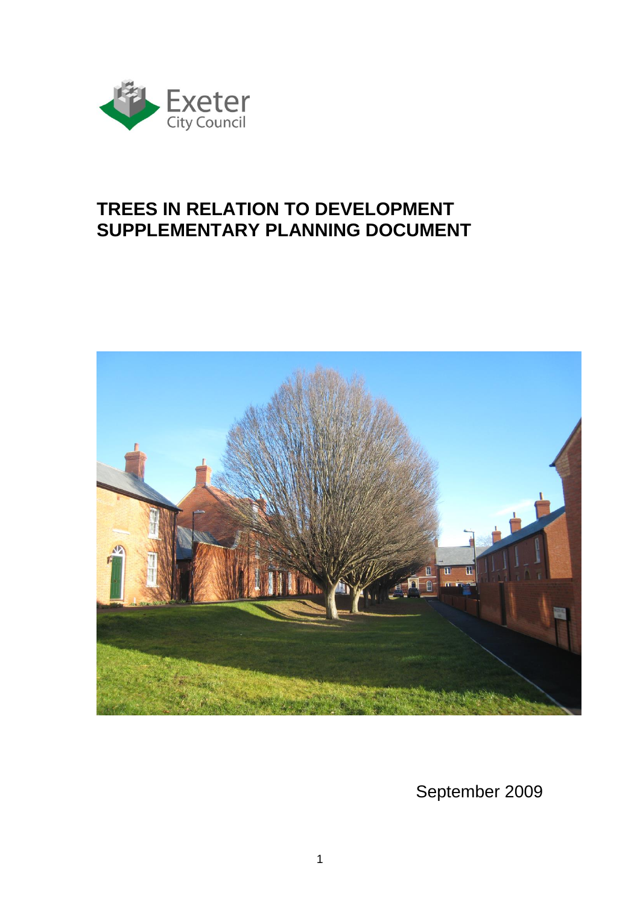Exeter City Council

# TREES IN RELATION TO DEVELOPMENT SUPPLEMENTARY PLANNING DOCUMENT

September 2009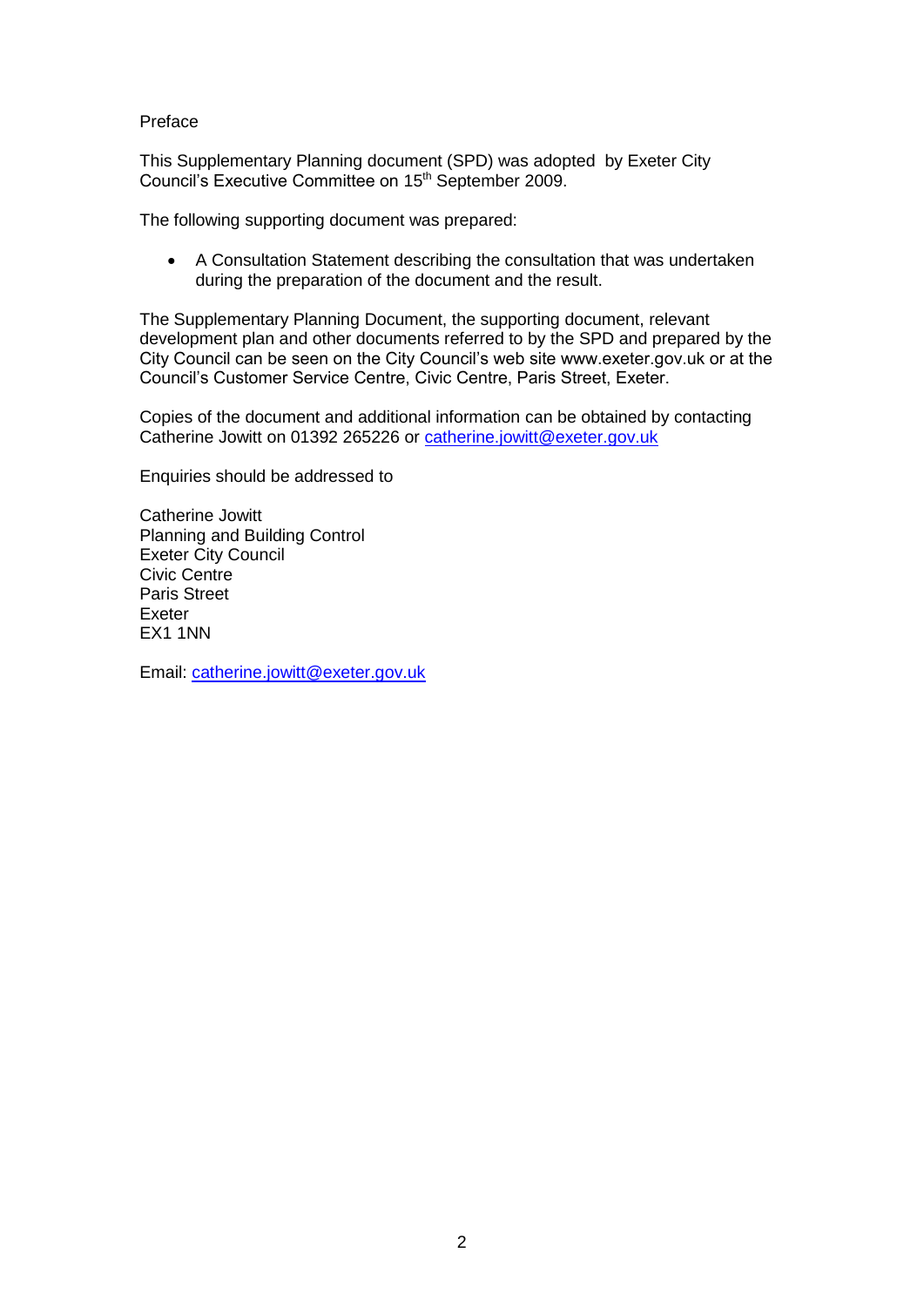Preface

This Supplementary Planning document (SPD) was adopted by Exeter City Council's Executive Committee on 15th September 2009.

The following supporting document was prepared:

- A Consultation Statement describing the consultation that was undertaken during the preparation of the document and the result.

The Supplementary Planning Document, the supporting document, relevant development plan and other documents referred to by the SPD and prepared by the City Council can be seen on the City Council's web site www.exeter.gov.uk or at the Council's Customer Service Centre, Civic Centre, Paris Street, Exeter.

Copies of the document and additional information can be obtained by contacting Catherine Jowitt on 01392 265226 or catherine.jowitt@exeter.gov.uk

Enquiries should be addressed to

Catherine Jowitt
Planning and Building Control
Exeter City Council
Civic Centre
Paris Street
Exeter
EX1 1NN

Email: catherine.jowitt@exeter.gov.uk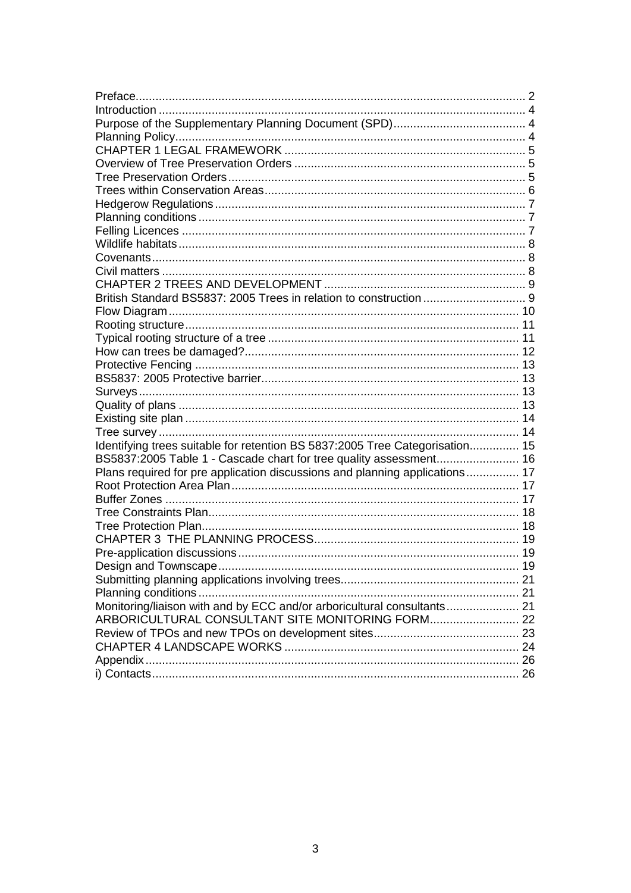Preface ..... 2
Introduction ..... 4
Purpose of the Supplementary Planning Document (SPD) ..... 4
Planning Policy ..... 4
CHAPTER 1 LEGAL FRAMEWORK ..... 5
Overview of Tree Preservation Orders ..... 5
Tree Preservation Orders ..... 5
Trees within Conservation Areas ..... 6
Hedgerow Regulations ..... 7
Planning conditions ..... 7
Felling Licences ..... 7
Wildlife habitats ..... 8
Covenants ..... 8
Civil matters ..... 8
CHAPTER 2 TREES AND DEVELOPMENT ..... 9
British Standard BS5837: 2005 Trees in relation to construction ..... 9
Flow Diagram ..... 10
Rooting structure ..... 11
Typical rooting structure of a tree ..... 11
How can trees be damaged? ..... 12
Protective Fencing ..... 13
BS5837: 2005 Protective barrier ..... 13
Surveys ..... 13
Quality of plans ..... 13
Existing site plan ..... 14
Tree survey ..... 14
Identifying trees suitable for retention BS 5837:2005 Tree Categorisation ..... 15
BS5837:2005 Table 1 - Cascade chart for tree quality assessment ..... 16
Plans required for pre application discussions and planning applications ..... 17
Root Protection Area Plan ..... 17
Buffer Zones ..... 17
Tree Constraints Plan ..... 18
Tree Protection Plan ..... 18
CHAPTER 3 THE PLANNING PROCESS ..... 19
Pre-application discussions ..... 19
Design and Townscape ..... 19
Submitting planning applications involving trees ..... 21
Planning conditions ..... 21
Monitoring/liaison with and by ECC and/or arboricultural consultants ..... 21
ARBORICULTURAL CONSULTANT SITE MONITORING FORM ..... 22
Review of TPOs and new TPOs on development sites ..... 23
CHAPTER 4 LANDSCAPE WORKS ..... 24
Appendix ..... 26
i) Contacts ..... 26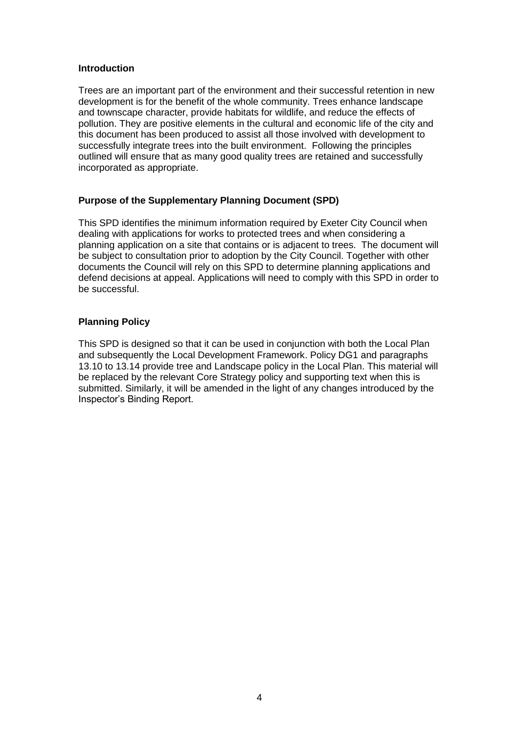## Introduction

Trees are an important part of the environment and their successful retention in new development is for the benefit of the whole community. Trees enhance landscape and townscape character, provide habitats for wildlife, and reduce the effects of pollution. They are positive elements in the cultural and economic life of the city and this document has been produced to assist all those involved with development to successfully integrate trees into the built environment. Following the principles outlined will ensure that as many good quality trees are retained and successfully incorporated as appropriate.

## Purpose of the Supplementary Planning Document (SPD)

This SPD identifies the minimum information required by Exeter City Council when dealing with applications for works to protected trees and when considering a planning application on a site that contains or is adjacent to trees. The document will be subject to consultation prior to adoption by the City Council. Together with other documents the Council will rely on this SPD to determine planning applications and defend decisions at appeal. Applications will need to comply with this SPD in order to be successful.

## Planning Policy

This SPD is designed so that it can be used in conjunction with both the Local Plan and subsequently the Local Development Framework. Policy DG1 and paragraphs 13.10 to 13.14 provide tree and Landscape policy in the Local Plan. This material will be replaced by the relevant Core Strategy policy and supporting text when this is submitted. Similarly, it will be amended in the light of any changes introduced by the Inspector's Binding Report.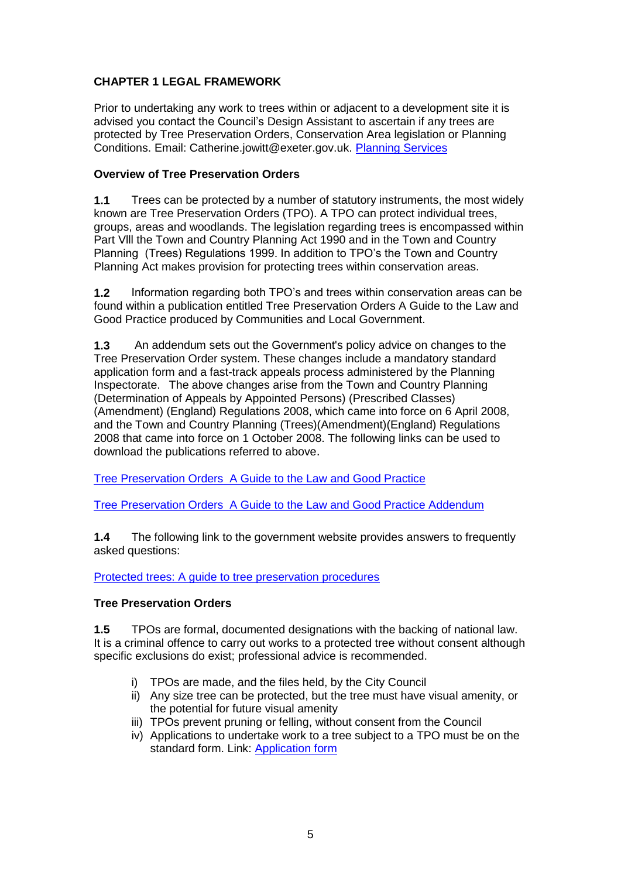## CHAPTER 1 LEGAL FRAMEWORK

Prior to undertaking any work to trees within or adjacent to a development site it is advised you contact the Council's Design Assistant to ascertain if any trees are protected by Tree Preservation Orders, Conservation Area legislation or Planning Conditions. Email: Catherine.jowitt@exeter.gov.uk. Planning Services

### Overview of Tree Preservation Orders

**1.1** Trees can be protected by a number of statutory instruments, the most widely known are Tree Preservation Orders (TPO). A TPO can protect individual trees, groups, areas and woodlands. The legislation regarding trees is encompassed within Part Vlll the Town and Country Planning Act 1990 and in the Town and Country Planning (Trees) Regulations 1999. In addition to TPO's the Town and Country Planning Act makes provision for protecting trees within conservation areas.

**1.2** Information regarding both TPO's and trees within conservation areas can be found within a publication entitled Tree Preservation Orders A Guide to the Law and Good Practice produced by Communities and Local Government.

**1.3** An addendum sets out the Government's policy advice on changes to the Tree Preservation Order system. These changes include a mandatory standard application form and a fast-track appeals process administered by the Planning Inspectorate. The above changes arise from the Town and Country Planning (Determination of Appeals by Appointed Persons) (Prescribed Classes) (Amendment) (England) Regulations 2008, which came into force on 6 April 2008, and the Town and Country Planning (Trees)(Amendment)(England) Regulations 2008 that came into force on 1 October 2008. The following links can be used to download the publications referred to above.

Tree Preservation Orders A Guide to the Law and Good Practice

Tree Preservation Orders A Guide to the Law and Good Practice Addendum

**1.4** The following link to the government website provides answers to frequently asked questions:

Protected trees: A guide to tree preservation procedures

### Tree Preservation Orders

**1.5** TPOs are formal, documented designations with the backing of national law. It is a criminal offence to carry out works to a protected tree without consent although specific exclusions do exist; professional advice is recommended.

i) TPOs are made, and the files held, by the City Council
ii) Any size tree can be protected, but the tree must have visual amenity, or the potential for future visual amenity
iii) TPOs prevent pruning or felling, without consent from the Council
iv) Applications to undertake work to a tree subject to a TPO must be on the standard form. Link: Application form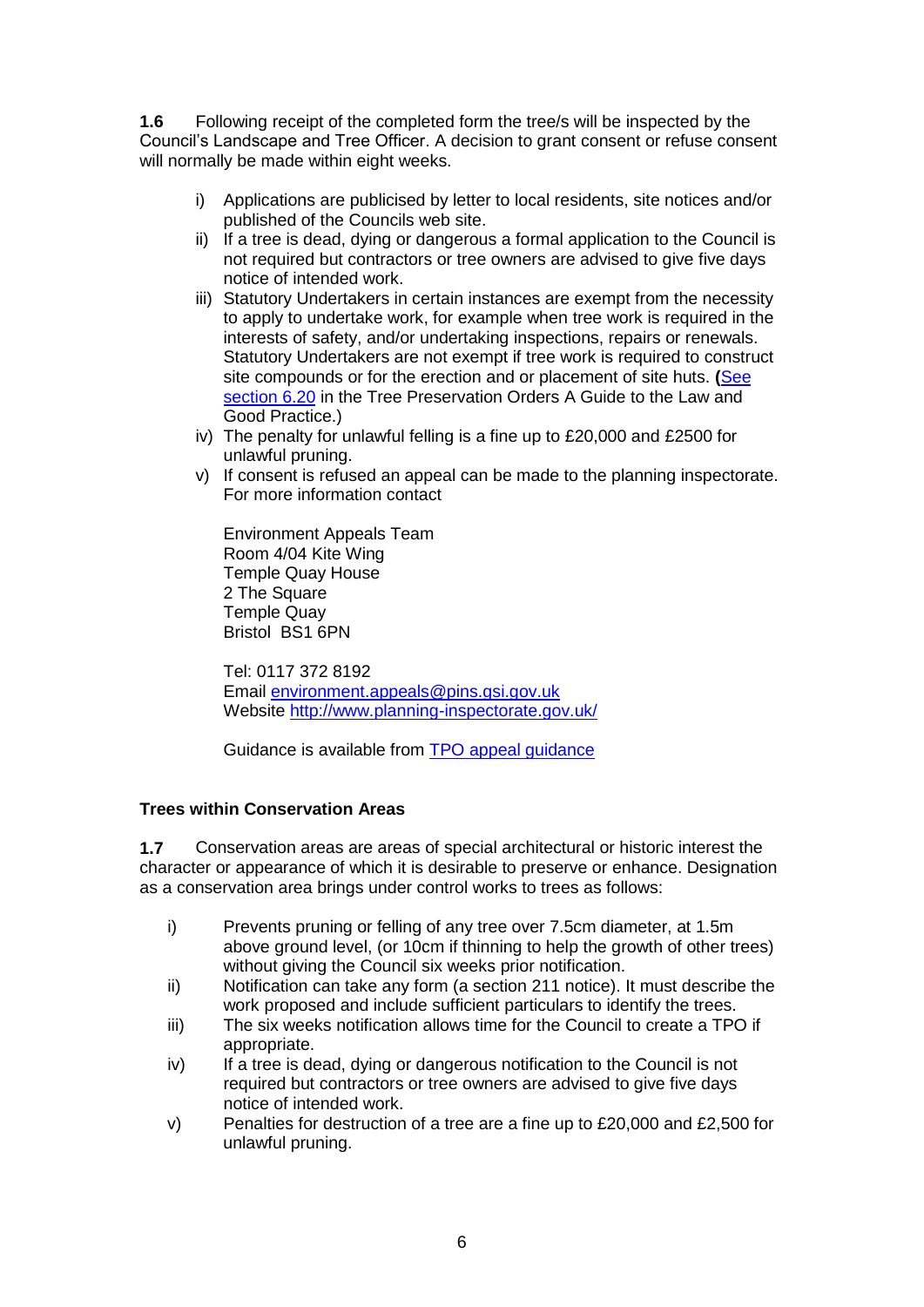**1.6** Following receipt of the completed form the tree/s will be inspected by the Council's Landscape and Tree Officer. A decision to grant consent or refuse consent will normally be made within eight weeks.

i) Applications are publicised by letter to local residents, site notices and/or published of the Councils web site.
ii) If a tree is dead, dying or dangerous a formal application to the Council is not required but contractors or tree owners are advised to give five days notice of intended work.
iii) Statutory Undertakers in certain instances are exempt from the necessity to apply to undertake work, for example when tree work is required in the interests of safety, and/or undertaking inspections, repairs or renewals. Statutory Undertakers are not exempt if tree work is required to construct site compounds or for the erection and or placement of site huts. **(**[See section 6.20]() in the Tree Preservation Orders A Guide to the Law and Good Practice.)
iv) The penalty for unlawful felling is a fine up to £20,000 and £2500 for unlawful pruning.
v) If consent is refused an appeal can be made to the planning inspectorate. For more information contact

   Environment Appeals Team
   Room 4/04 Kite Wing
   Temple Quay House
   2 The Square
   Temple Quay
   Bristol BS1 6PN

   Tel: 0117 372 8192
   Email [environment.appeals@pins.gsi.gov.uk](mailto:environment.appeals@pins.gsi.gov.uk)
   Website [http://www.planning-inspectorate.gov.uk/](http://www.planning-inspectorate.gov.uk/)

   Guidance is available from [TPO appeal guidance]()

**Trees within Conservation Areas**

**1.7** Conservation areas are areas of special architectural or historic interest the character or appearance of which it is desirable to preserve or enhance. Designation as a conservation area brings under control works to trees as follows:

i) Prevents pruning or felling of any tree over 7.5cm diameter, at 1.5m above ground level, (or 10cm if thinning to help the growth of other trees) without giving the Council six weeks prior notification.
ii) Notification can take any form (a section 211 notice). It must describe the work proposed and include sufficient particulars to identify the trees.
iii) The six weeks notification allows time for the Council to create a TPO if appropriate.
iv) If a tree is dead, dying or dangerous notification to the Council is not required but contractors or tree owners are advised to give five days notice of intended work.
v) Penalties for destruction of a tree are a fine up to £20,000 and £2,500 for unlawful pruning.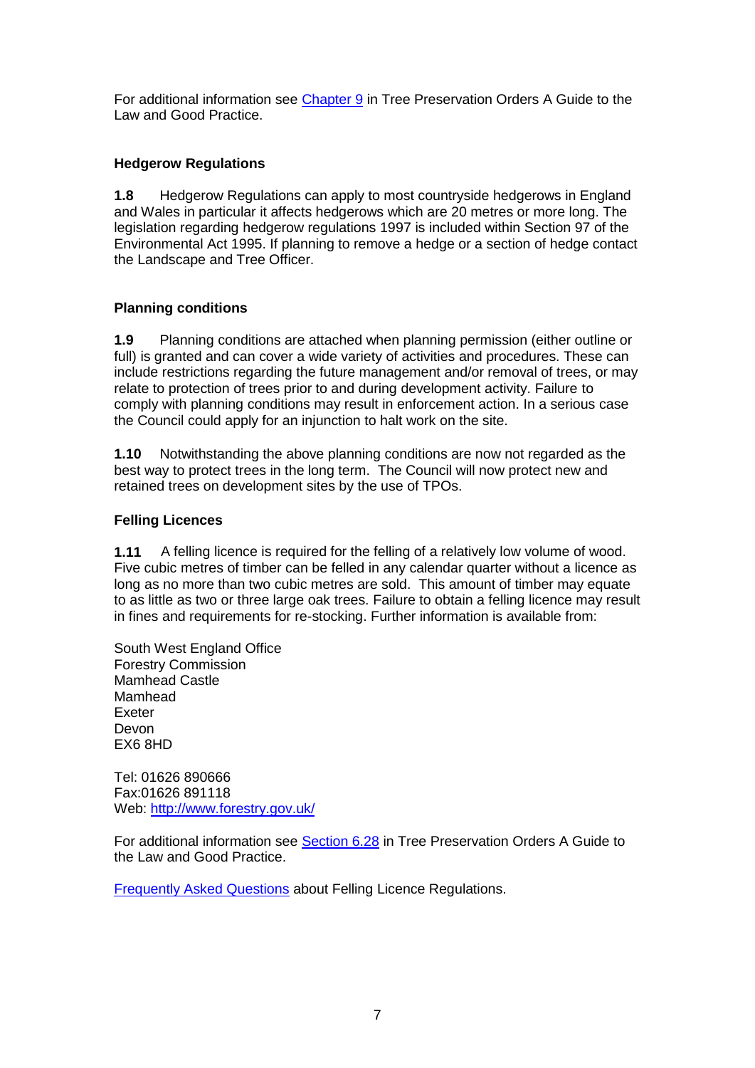For additional information see [Chapter 9](#) in Tree Preservation Orders A Guide to the Law and Good Practice.

### Hedgerow Regulations

**1.8** Hedgerow Regulations can apply to most countryside hedgerows in England and Wales in particular it affects hedgerows which are 20 metres or more long. The legislation regarding hedgerow regulations 1997 is included within Section 97 of the Environmental Act 1995. If planning to remove a hedge or a section of hedge contact the Landscape and Tree Officer.

### Planning conditions

**1.9** Planning conditions are attached when planning permission (either outline or full) is granted and can cover a wide variety of activities and procedures. These can include restrictions regarding the future management and/or removal of trees, or may relate to protection of trees prior to and during development activity. Failure to comply with planning conditions may result in enforcement action. In a serious case the Council could apply for an injunction to halt work on the site.

**1.10** Notwithstanding the above planning conditions are now not regarded as the best way to protect trees in the long term. The Council will now protect new and retained trees on development sites by the use of TPOs.

### Felling Licences

**1.11** A felling licence is required for the felling of a relatively low volume of wood. Five cubic metres of timber can be felled in any calendar quarter without a licence as long as no more than two cubic metres are sold. This amount of timber may equate to as little as two or three large oak trees. Failure to obtain a felling licence may result in fines and requirements for re-stocking. Further information is available from:

South West England Office
Forestry Commission
Mamhead Castle
Mamhead
Exeter
Devon
EX6 8HD

Tel: 01626 890666
Fax:01626 891118
Web: [http://www.forestry.gov.uk/](http://www.forestry.gov.uk/)

For additional information see [Section 6.28](#) in Tree Preservation Orders A Guide to the Law and Good Practice.

[Frequently Asked Questions](#) about Felling Licence Regulations.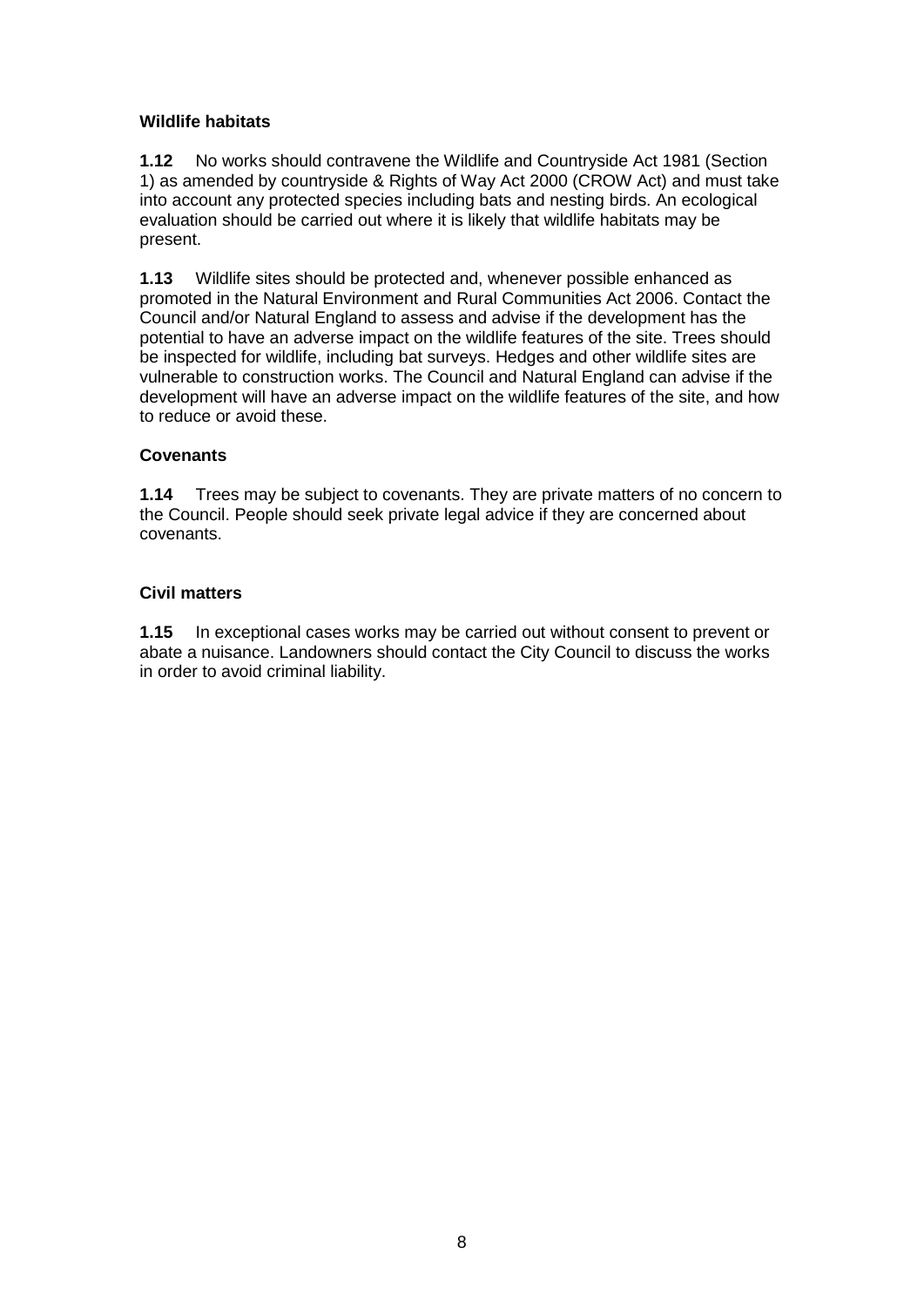### Wildlife habitats

**1.12** No works should contravene the Wildlife and Countryside Act 1981 (Section 1) as amended by countryside & Rights of Way Act 2000 (CROW Act) and must take into account any protected species including bats and nesting birds. An ecological evaluation should be carried out where it is likely that wildlife habitats may be present.

**1.13** Wildlife sites should be protected and, whenever possible enhanced as promoted in the Natural Environment and Rural Communities Act 2006. Contact the Council and/or Natural England to assess and advise if the development has the potential to have an adverse impact on the wildlife features of the site. Trees should be inspected for wildlife, including bat surveys. Hedges and other wildlife sites are vulnerable to construction works. The Council and Natural England can advise if the development will have an adverse impact on the wildlife features of the site, and how to reduce or avoid these.

### Covenants

**1.14** Trees may be subject to covenants. They are private matters of no concern to the Council. People should seek private legal advice if they are concerned about covenants.

### Civil matters

**1.15** In exceptional cases works may be carried out without consent to prevent or abate a nuisance. Landowners should contact the City Council to discuss the works in order to avoid criminal liability.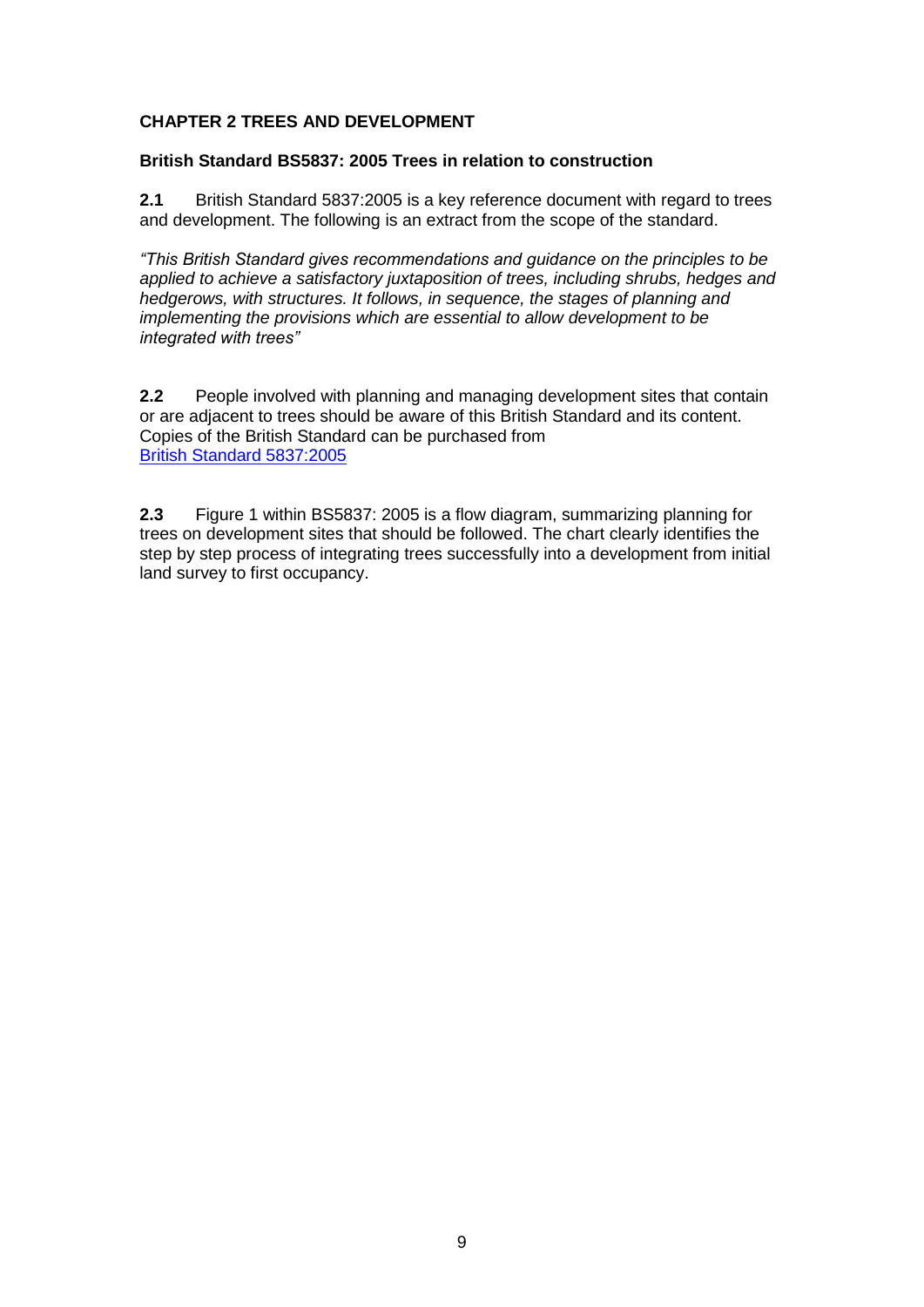# CHAPTER 2 TREES AND DEVELOPMENT

## British Standard BS5837: 2005 Trees in relation to construction

**2.1** British Standard 5837:2005 is a key reference document with regard to trees and development. The following is an extract from the scope of the standard.

*"This British Standard gives recommendations and guidance on the principles to be applied to achieve a satisfactory juxtaposition of trees, including shrubs, hedges and hedgerows, with structures. It follows, in sequence, the stages of planning and implementing the provisions which are essential to allow development to be integrated with trees"*

**2.2** People involved with planning and managing development sites that contain or are adjacent to trees should be aware of this British Standard and its content. Copies of the British Standard can be purchased from British Standard 5837:2005

**2.3** Figure 1 within BS5837: 2005 is a flow diagram, summarizing planning for trees on development sites that should be followed. The chart clearly identifies the step by step process of integrating trees successfully into a development from initial land survey to first occupancy.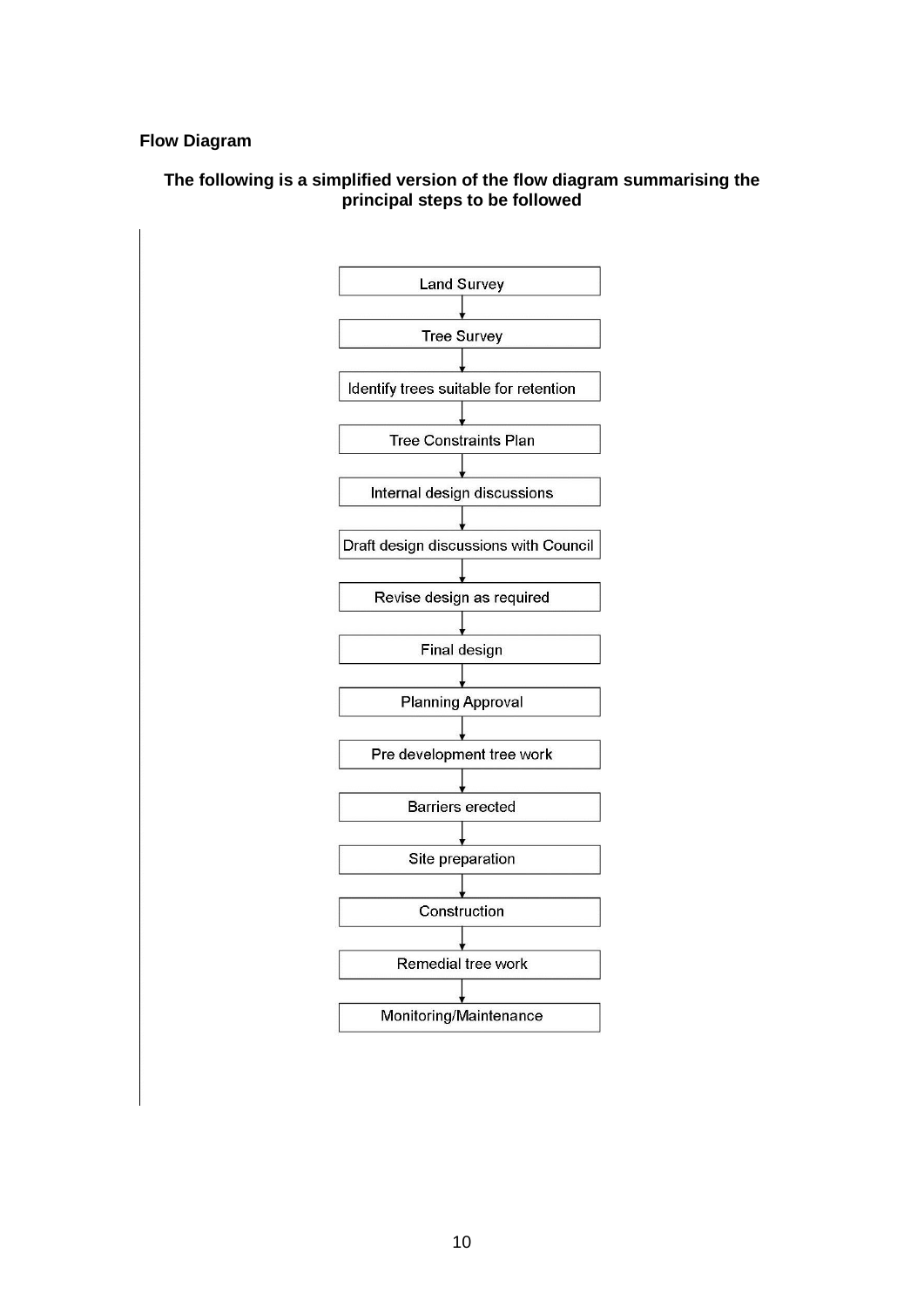## Flow Diagram

**The following is a simplified version of the flow diagram summarising the principal steps to be followed**

Land Survey
↓
Tree Survey
↓
Identify trees suitable for retention
↓
Tree Constraints Plan
↓
Internal design discussions
↓
Draft design discussions with Council
↓
Revise design as required
↓
Final design
↓
Planning Approval
↓
Pre development tree work
↓
Barriers erected
↓
Site preparation
↓
Construction
↓
Remedial tree work
↓
Monitoring/Maintenance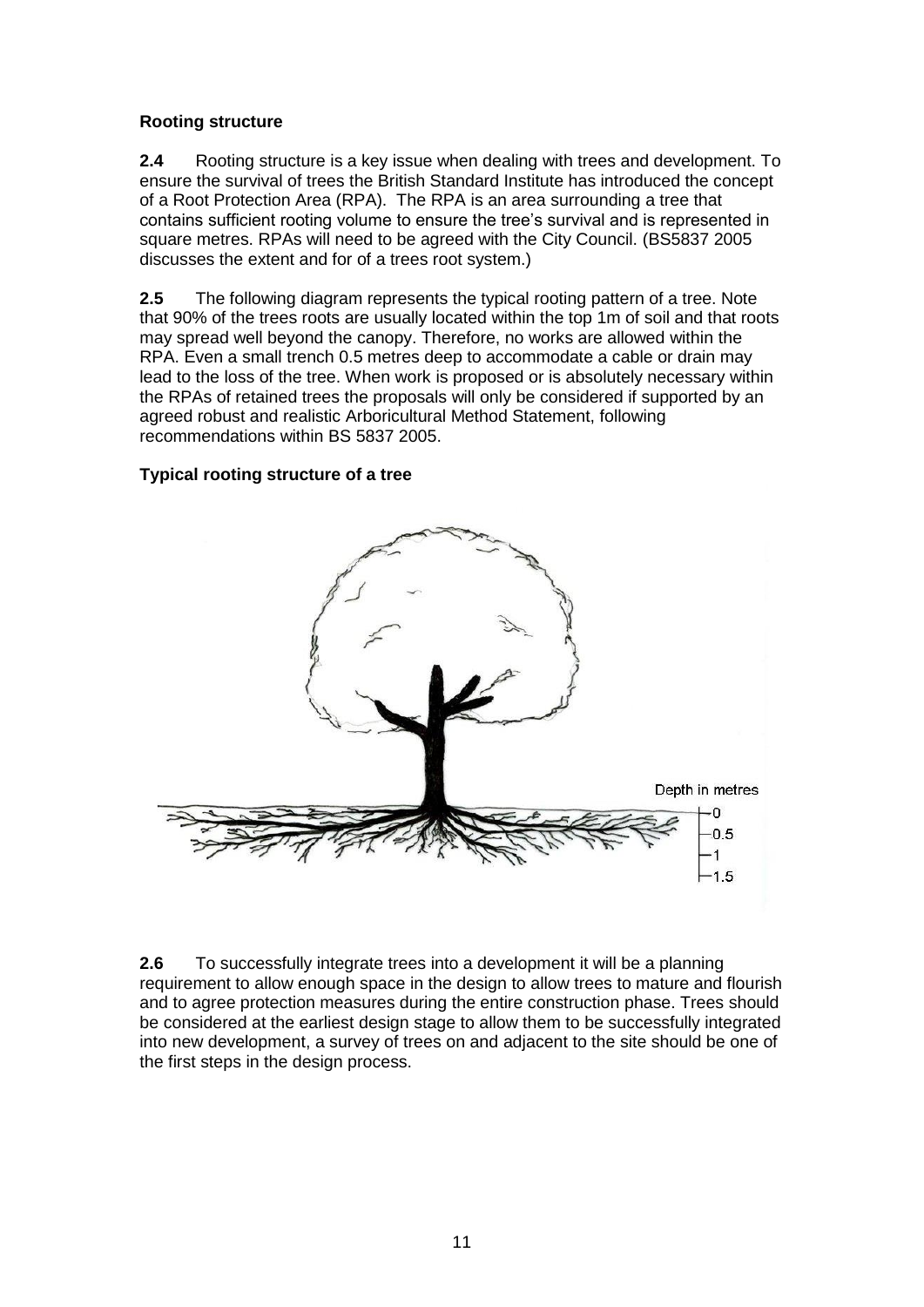### Rooting structure

**2.4** Rooting structure is a key issue when dealing with trees and development. To ensure the survival of trees the British Standard Institute has introduced the concept of a Root Protection Area (RPA). The RPA is an area surrounding a tree that contains sufficient rooting volume to ensure the tree's survival and is represented in square metres. RPAs will need to be agreed with the City Council. (BS5837 2005 discusses the extent and for of a trees root system.)

**2.5** The following diagram represents the typical rooting pattern of a tree. Note that 90% of the trees roots are usually located within the top 1m of soil and that roots may spread well beyond the canopy. Therefore, no works are allowed within the RPA. Even a small trench 0.5 metres deep to accommodate a cable or drain may lead to the loss of the tree. When work is proposed or is absolutely necessary within the RPAs of retained trees the proposals will only be considered if supported by an agreed robust and realistic Arboricultural Method Statement, following recommendations within BS 5837 2005.

**Typical rooting structure of a tree**

Depth in metres
0
0.5
1
1.5

**2.6** To successfully integrate trees into a development it will be a planning requirement to allow enough space in the design to allow trees to mature and flourish and to agree protection measures during the entire construction phase. Trees should be considered at the earliest design stage to allow them to be successfully integrated into new development, a survey of trees on and adjacent to the site should be one of the first steps in the design process.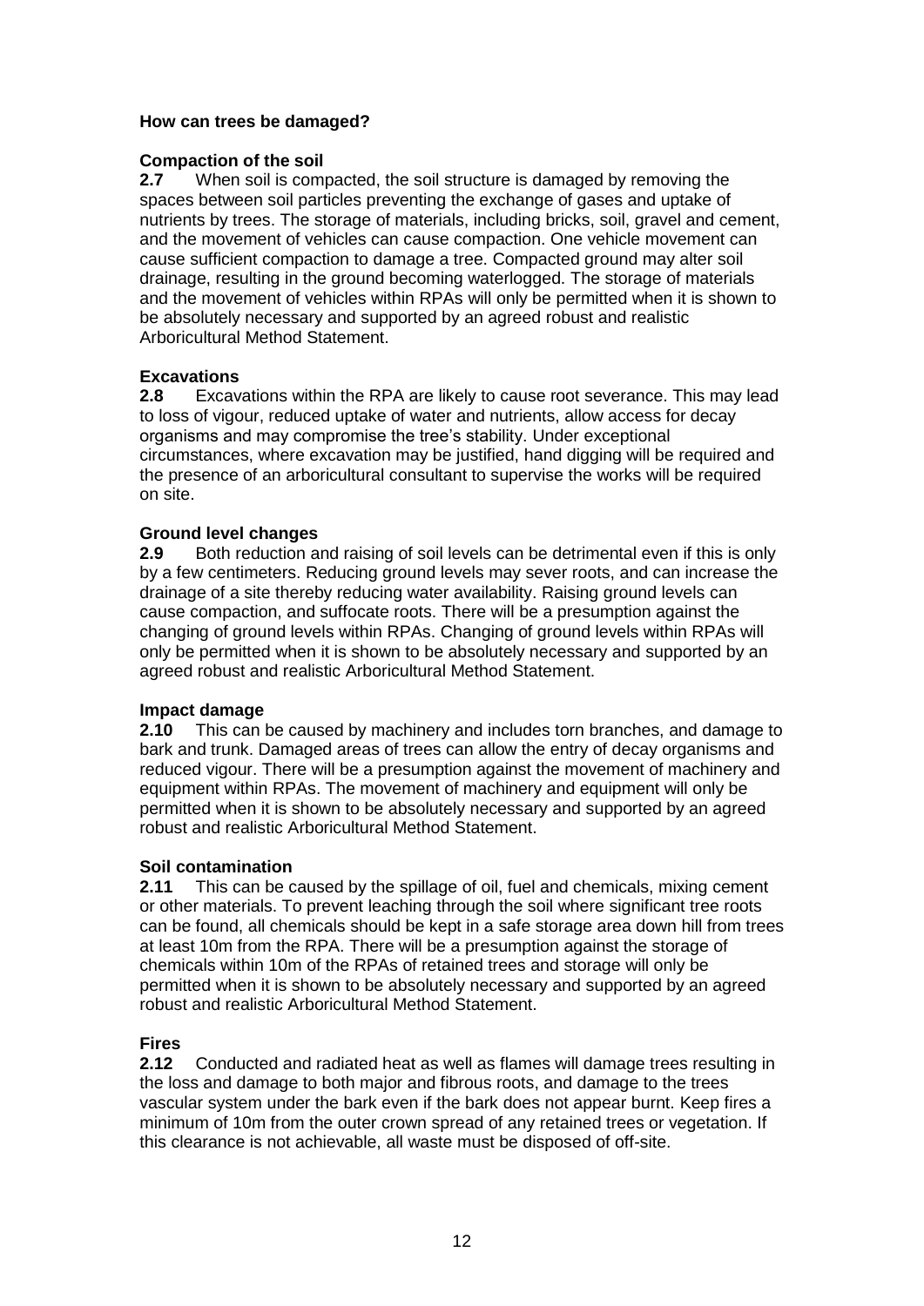**How can trees be damaged?**

**Compaction of the soil**

**2.7** When soil is compacted, the soil structure is damaged by removing the spaces between soil particles preventing the exchange of gases and uptake of nutrients by trees. The storage of materials, including bricks, soil, gravel and cement, and the movement of vehicles can cause compaction. One vehicle movement can cause sufficient compaction to damage a tree. Compacted ground may alter soil drainage, resulting in the ground becoming waterlogged. The storage of materials and the movement of vehicles within RPAs will only be permitted when it is shown to be absolutely necessary and supported by an agreed robust and realistic Arboricultural Method Statement.

**Excavations**

**2.8** Excavations within the RPA are likely to cause root severance. This may lead to loss of vigour, reduced uptake of water and nutrients, allow access for decay organisms and may compromise the tree's stability. Under exceptional circumstances, where excavation may be justified, hand digging will be required and the presence of an arboricultural consultant to supervise the works will be required on site.

**Ground level changes**

**2.9** Both reduction and raising of soil levels can be detrimental even if this is only by a few centimeters. Reducing ground levels may sever roots, and can increase the drainage of a site thereby reducing water availability. Raising ground levels can cause compaction, and suffocate roots. There will be a presumption against the changing of ground levels within RPAs. Changing of ground levels within RPAs will only be permitted when it is shown to be absolutely necessary and supported by an agreed robust and realistic Arboricultural Method Statement.

**Impact damage**

**2.10** This can be caused by machinery and includes torn branches, and damage to bark and trunk. Damaged areas of trees can allow the entry of decay organisms and reduced vigour. There will be a presumption against the movement of machinery and equipment within RPAs. The movement of machinery and equipment will only be permitted when it is shown to be absolutely necessary and supported by an agreed robust and realistic Arboricultural Method Statement.

**Soil contamination**

**2.11** This can be caused by the spillage of oil, fuel and chemicals, mixing cement or other materials. To prevent leaching through the soil where significant tree roots can be found, all chemicals should be kept in a safe storage area down hill from trees at least 10m from the RPA. There will be a presumption against the storage of chemicals within 10m of the RPAs of retained trees and storage will only be permitted when it is shown to be absolutely necessary and supported by an agreed robust and realistic Arboricultural Method Statement.

**Fires**

**2.12** Conducted and radiated heat as well as flames will damage trees resulting in the loss and damage to both major and fibrous roots, and damage to the trees vascular system under the bark even if the bark does not appear burnt. Keep fires a minimum of 10m from the outer crown spread of any retained trees or vegetation. If this clearance is not achievable, all waste must be disposed of off-site.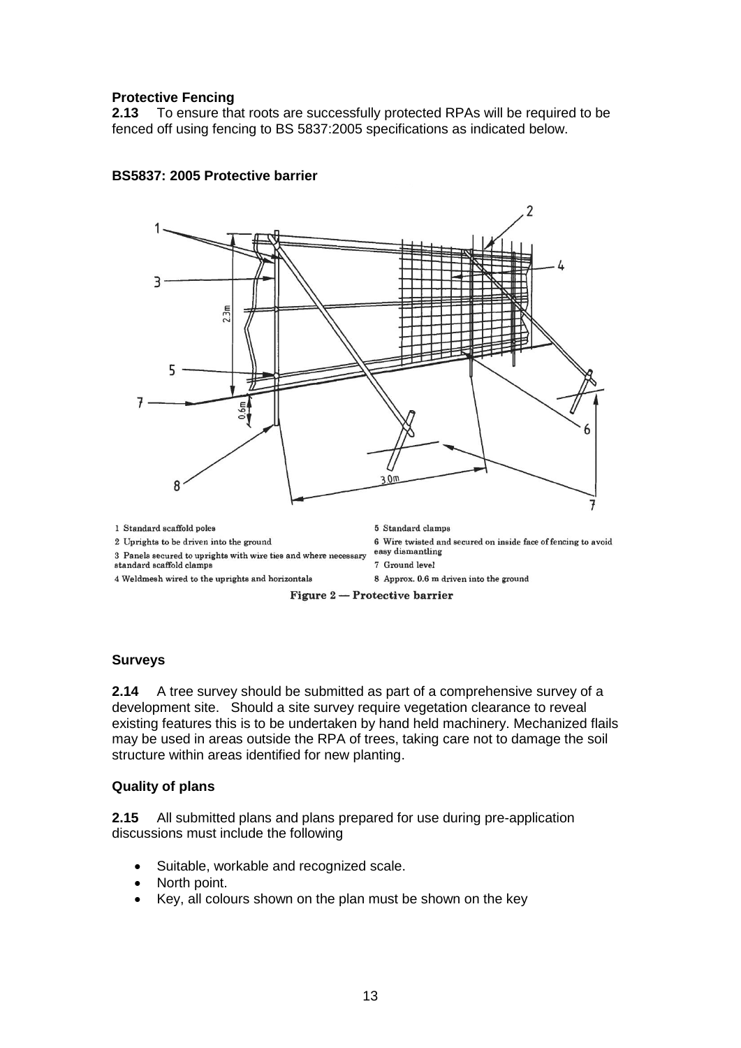### Protective Fencing

**2.13** To ensure that roots are successfully protected RPAs will be required to be fenced off using fencing to BS 5837:2005 specifications as indicated below.

**BS5837: 2005 Protective barrier**

1 Standard scaffold poles
2 Uprights to be driven into the ground
3 Panels secured to uprights with wire ties and where necessary standard scaffold clamps
4 Weldmesh wired to the uprights and horizontals
5 Standard clamps
6 Wire twisted and secured on inside face of fencing to avoid easy dismantling
7 Ground level
8 Approx. 0.6 m driven into the ground

**Figure 2 — Protective barrier**

### Surveys

**2.14** A tree survey should be submitted as part of a comprehensive survey of a development site. Should a site survey require vegetation clearance to reveal existing features this is to be undertaken by hand held machinery. Mechanized flails may be used in areas outside the RPA of trees, taking care not to damage the soil structure within areas identified for new planting.

### Quality of plans

**2.15** All submitted plans and plans prepared for use during pre-application discussions must include the following

- Suitable, workable and recognized scale.
- North point.
- Key, all colours shown on the plan must be shown on the key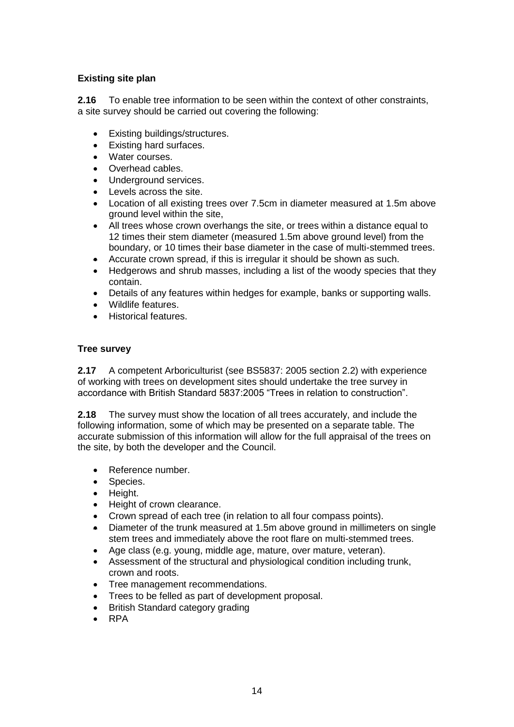### Existing site plan

**2.16** To enable tree information to be seen within the context of other constraints, a site survey should be carried out covering the following:

- Existing buildings/structures.
- Existing hard surfaces.
- Water courses.
- Overhead cables.
- Underground services.
- Levels across the site.
- Location of all existing trees over 7.5cm in diameter measured at 1.5m above ground level within the site,
- All trees whose crown overhangs the site, or trees within a distance equal to 12 times their stem diameter (measured 1.5m above ground level) from the boundary, or 10 times their base diameter in the case of multi-stemmed trees.
- Accurate crown spread, if this is irregular it should be shown as such.
- Hedgerows and shrub masses, including a list of the woody species that they contain.
- Details of any features within hedges for example, banks or supporting walls.
- Wildlife features.
- Historical features.

### Tree survey

**2.17** A competent Arboriculturist (see BS5837: 2005 section 2.2) with experience of working with trees on development sites should undertake the tree survey in accordance with British Standard 5837:2005 "Trees in relation to construction".

**2.18** The survey must show the location of all trees accurately, and include the following information, some of which may be presented on a separate table. The accurate submission of this information will allow for the full appraisal of the trees on the site, by both the developer and the Council.

- Reference number.
- Species.
- Height.
- Height of crown clearance.
- Crown spread of each tree (in relation to all four compass points).
- Diameter of the trunk measured at 1.5m above ground in millimeters on single stem trees and immediately above the root flare on multi-stemmed trees.
- Age class (e.g. young, middle age, mature, over mature, veteran).
- Assessment of the structural and physiological condition including trunk, crown and roots.
- Tree management recommendations.
- Trees to be felled as part of development proposal.
- British Standard category grading
- RPA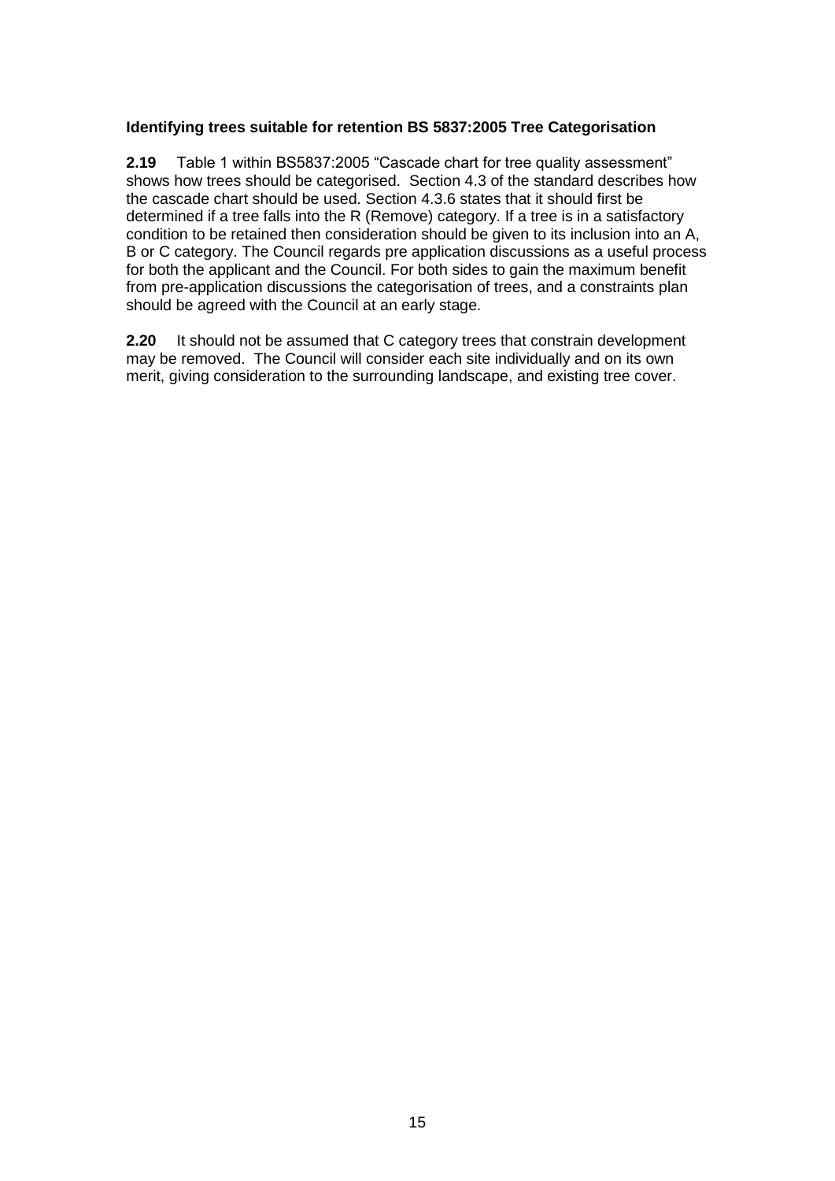### Identifying trees suitable for retention BS 5837:2005 Tree Categorisation

**2.19** Table 1 within BS5837:2005 "Cascade chart for tree quality assessment" shows how trees should be categorised. Section 4.3 of the standard describes how the cascade chart should be used. Section 4.3.6 states that it should first be determined if a tree falls into the R (Remove) category. If a tree is in a satisfactory condition to be retained then consideration should be given to its inclusion into an A, B or C category. The Council regards pre application discussions as a useful process for both the applicant and the Council. For both sides to gain the maximum benefit from pre-application discussions the categorisation of trees, and a constraints plan should be agreed with the Council at an early stage.

**2.20** It should not be assumed that C category trees that constrain development may be removed. The Council will consider each site individually and on its own merit, giving consideration to the surrounding landscape, and existing tree cover.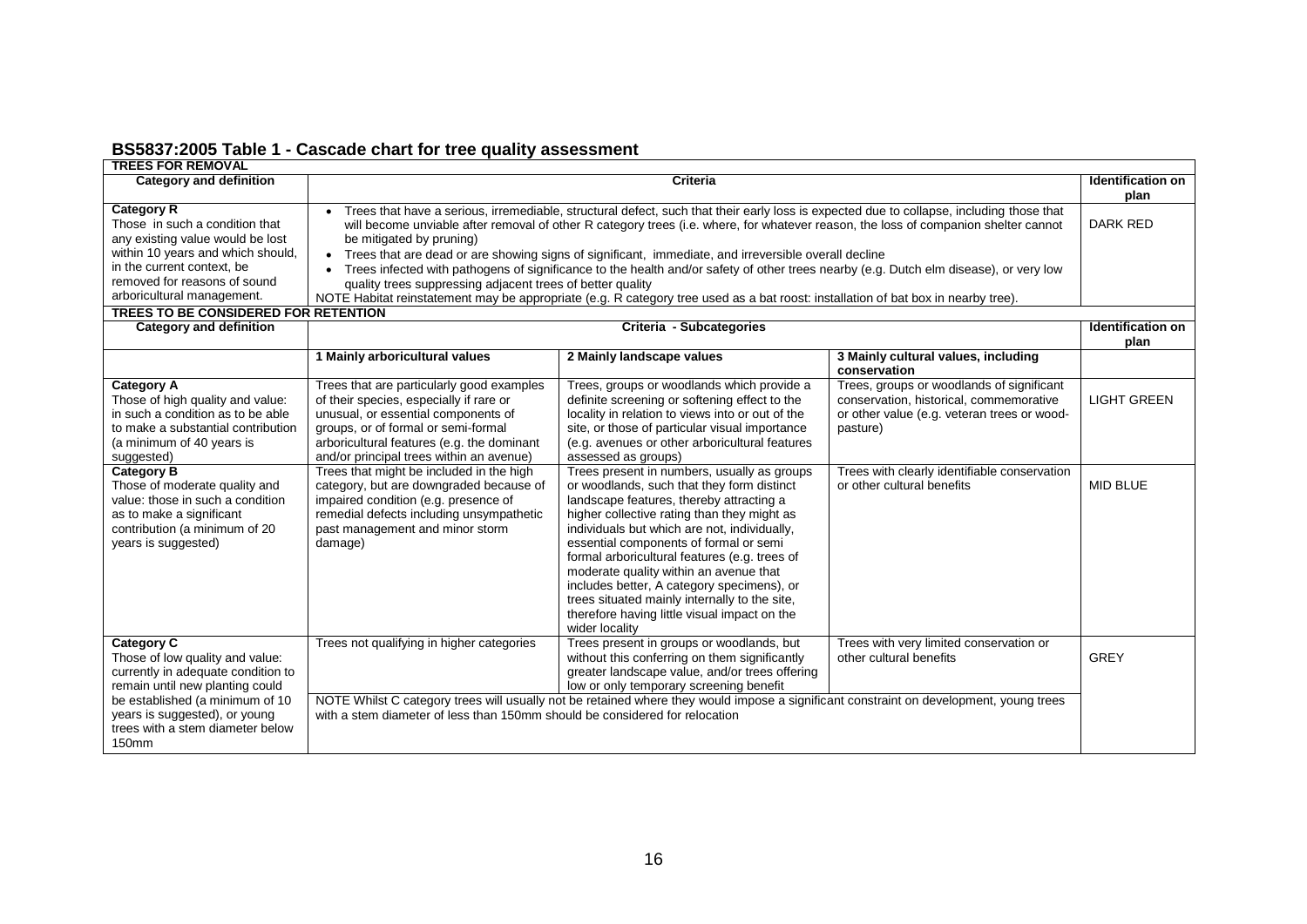## BS5837:2005 Table 1 - Cascade chart for tree quality assessment

| Category and definition | Criteria | | | Identification on plan |
|---|---|---|---|---|
| **TREES FOR REMOVAL** | | | | |
| **Category R**<br>Those in such a condition that any existing value would be lost within 10 years and which should, in the current context, be removed for reasons of sound arboricultural management. | • Trees that have a serious, irremediable, structural defect, such that their early loss is expected due to collapse, including those that will become unviable after removal of other R category trees (i.e. where, for whatever reason, the loss of companion shelter cannot be mitigated by pruning)<br>• Trees that are dead or are showing signs of significant, immediate, and irreversible overall decline<br>• Trees infected with pathogens of significance to the health and/or safety of other trees nearby (e.g. Dutch elm disease), or very low quality trees suppressing adjacent trees of better quality<br>NOTE Habitat reinstatement may be appropriate (e.g. R category tree used as a bat roost: installation of bat box in nearby tree). | | | DARK RED |
| **TREES TO BE CONSIDERED FOR RETENTION** | | | | |
| **Category and definition** | **Criteria - Subcategories** | | | **Identification on plan** |
| | **1 Mainly arboricultural values** | **2 Mainly landscape values** | **3 Mainly cultural values, including conservation** | |
| **Category A**<br>Those of high quality and value: in such a condition as to be able to make a substantial contribution (a minimum of 40 years is suggested) | Trees that are particularly good examples of their species, especially if rare or unusual, or essential components of groups, or of formal or semi-formal arboricultural features (e.g. the dominant and/or principal trees within an avenue) | Trees, groups or woodlands which provide a definite screening or softening effect to the locality in relation to views into or out of the site, or those of particular visual importance (e.g. avenues or other arboricultural features assessed as groups) | Trees, groups or woodlands of significant conservation, historical, commemorative or other value (e.g. veteran trees or wood-pasture) | LIGHT GREEN |
| **Category B**<br>Those of moderate quality and value: those in such a condition as to make a significant contribution (a minimum of 20 years is suggested) | Trees that might be included in the high category, but are downgraded because of impaired condition (e.g. presence of remedial defects including unsympathetic past management and minor storm damage) | Trees present in numbers, usually as groups or woodlands, such that they form distinct landscape features, thereby attracting a higher collective rating than they might as individuals but which are not, individually, essential components of formal or semi formal arboricultural features (e.g. trees of moderate quality within an avenue that includes better, A category specimens), or trees situated mainly internally to the site, therefore having little visual impact on the wider locality | Trees with clearly identifiable conservation or other cultural benefits | MID BLUE |
| **Category C**<br>Those of low quality and value: currently in adequate condition to remain until new planting could be established (a minimum of 10 years is suggested), or young trees with a stem diameter below 150mm | Trees not qualifying in higher categories | Trees present in groups or woodlands, but without this conferring on them significantly greater landscape value, and/or trees offering low or only temporary screening benefit | Trees with very limited conservation or other cultural benefits | GREY |
| | NOTE Whilst C category trees will usually not be retained where they would impose a significant constraint on development, young trees with a stem diameter of less than 150mm should be considered for relocation | | | |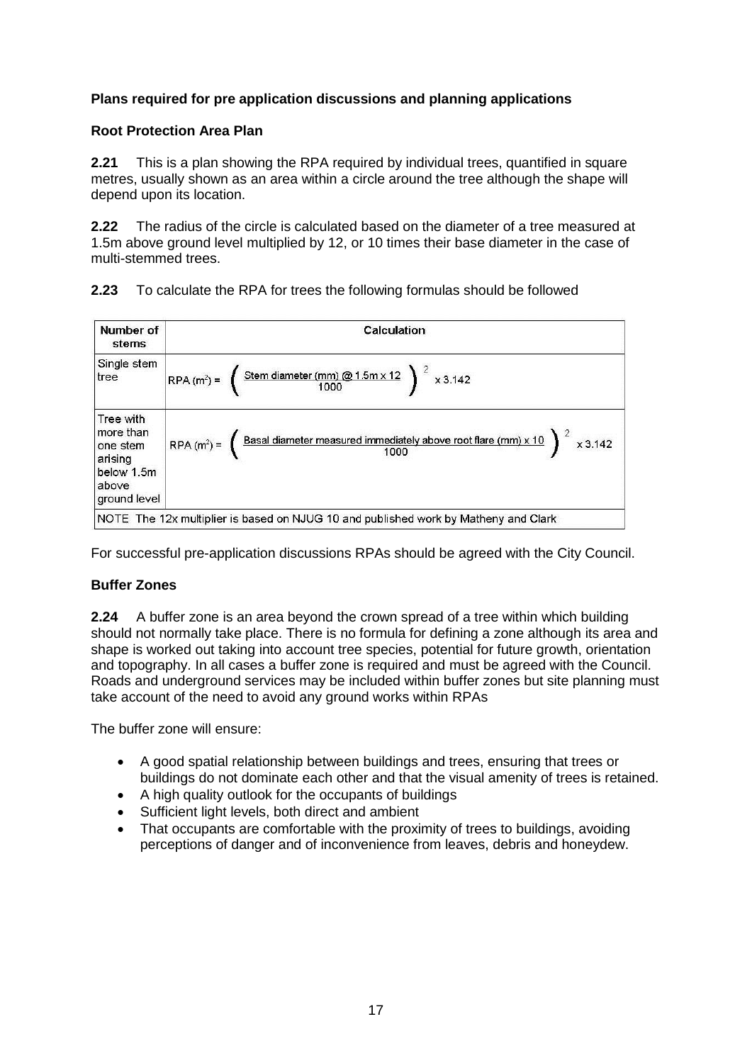**Plans required for pre application discussions and planning applications**

**Root Protection Area Plan**

**2.21** This is a plan showing the RPA required by individual trees, quantified in square metres, usually shown as an area within a circle around the tree although the shape will depend upon its location.

**2.22** The radius of the circle is calculated based on the diameter of a tree measured at 1.5m above ground level multiplied by 12, or 10 times their base diameter in the case of multi-stemmed trees.

**2.23** To calculate the RPA for trees the following formulas should be followed

| Number of stems | Calculation |
|---|---|
| Single stem tree | $\text{RPA (m}^2\text{)} = \left( \frac{\text{Stem diameter (mm) @ 1.5m} \times 12}{1000} \right)^2 \times 3.142$ |
| Tree with more than one stem arising below 1.5m above ground level | $\text{RPA (m}^2\text{)} = \left( \frac{\text{Basal diameter measured immediately above root flare (mm)} \times 10}{1000} \right)^2 \times 3.142$ |
| NOTE The 12x multiplier is based on NJUG 10 and published work by Matheny and Clark | |

For successful pre-application discussions RPAs should be agreed with the City Council.

**Buffer Zones**

**2.24** A buffer zone is an area beyond the crown spread of a tree within which building should not normally take place. There is no formula for defining a zone although its area and shape is worked out taking into account tree species, potential for future growth, orientation and topography. In all cases a buffer zone is required and must be agreed with the Council. Roads and underground services may be included within buffer zones but site planning must take account of the need to avoid any ground works within RPAs

The buffer zone will ensure:

- A good spatial relationship between buildings and trees, ensuring that trees or buildings do not dominate each other and that the visual amenity of trees is retained.
- A high quality outlook for the occupants of buildings
- Sufficient light levels, both direct and ambient
- That occupants are comfortable with the proximity of trees to buildings, avoiding perceptions of danger and of inconvenience from leaves, debris and honeydew.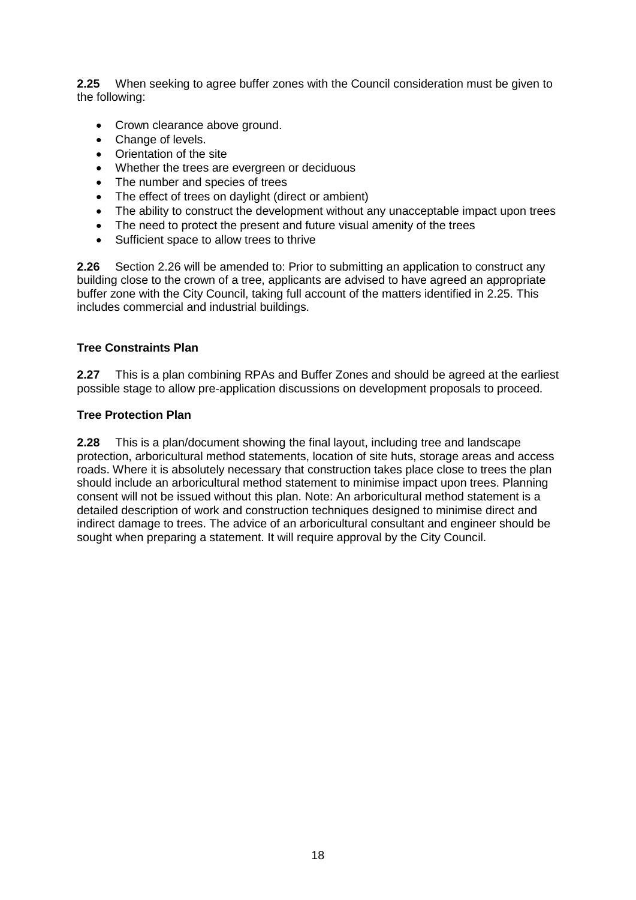**2.25** When seeking to agree buffer zones with the Council consideration must be given to the following:

- Crown clearance above ground.
- Change of levels.
- Orientation of the site
- Whether the trees are evergreen or deciduous
- The number and species of trees
- The effect of trees on daylight (direct or ambient)
- The ability to construct the development without any unacceptable impact upon trees
- The need to protect the present and future visual amenity of the trees
- Sufficient space to allow trees to thrive

**2.26** Section 2.26 will be amended to: Prior to submitting an application to construct any building close to the crown of a tree, applicants are advised to have agreed an appropriate buffer zone with the City Council, taking full account of the matters identified in 2.25. This includes commercial and industrial buildings.

### Tree Constraints Plan

**2.27** This is a plan combining RPAs and Buffer Zones and should be agreed at the earliest possible stage to allow pre-application discussions on development proposals to proceed.

### Tree Protection Plan

**2.28** This is a plan/document showing the final layout, including tree and landscape protection, arboricultural method statements, location of site huts, storage areas and access roads. Where it is absolutely necessary that construction takes place close to trees the plan should include an arboricultural method statement to minimise impact upon trees. Planning consent will not be issued without this plan. Note: An arboricultural method statement is a detailed description of work and construction techniques designed to minimise direct and indirect damage to trees. The advice of an arboricultural consultant and engineer should be sought when preparing a statement. It will require approval by the City Council.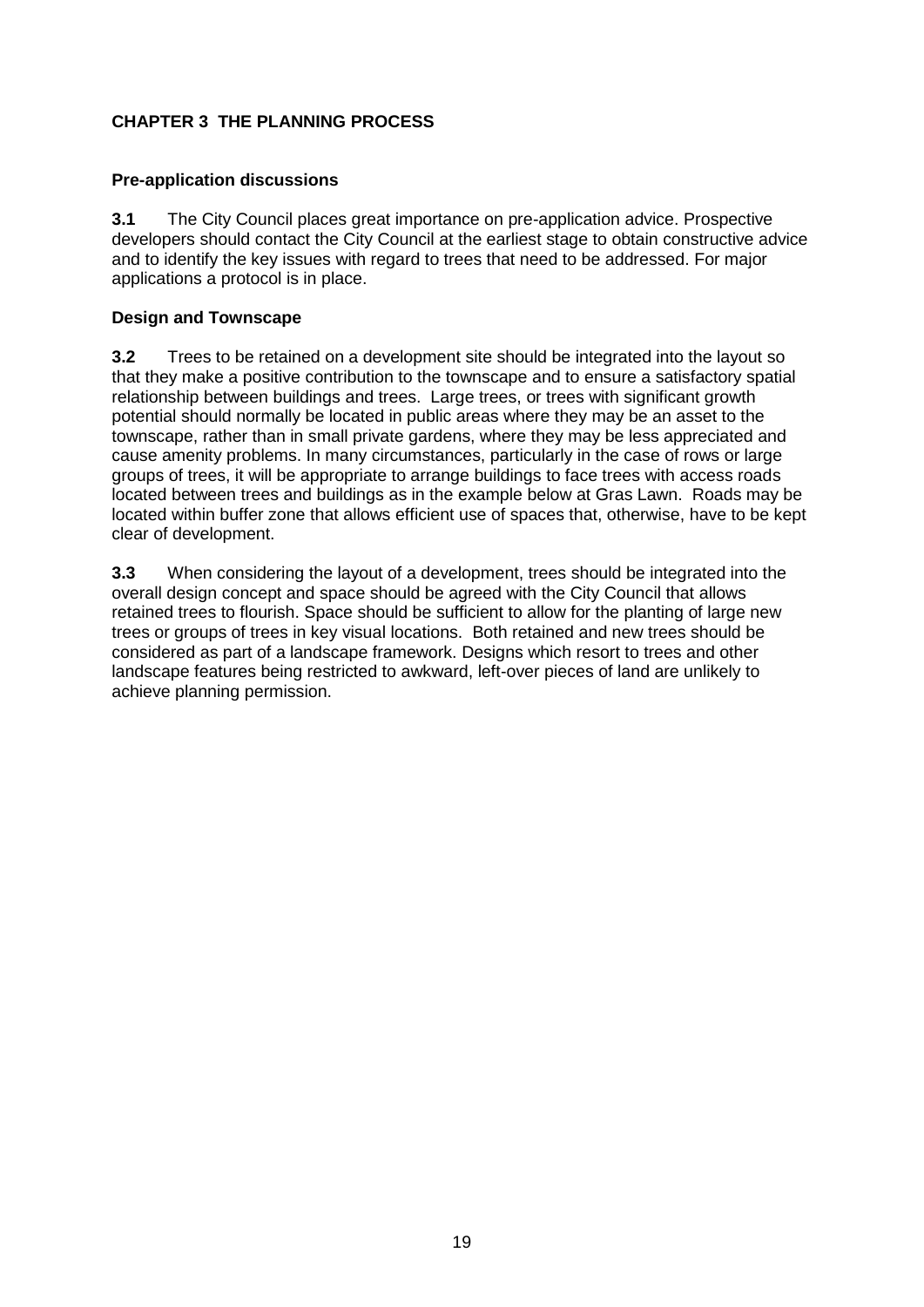## CHAPTER 3 THE PLANNING PROCESS

### Pre-application discussions

**3.1** The City Council places great importance on pre-application advice. Prospective developers should contact the City Council at the earliest stage to obtain constructive advice and to identify the key issues with regard to trees that need to be addressed. For major applications a protocol is in place.

### Design and Townscape

**3.2** Trees to be retained on a development site should be integrated into the layout so that they make a positive contribution to the townscape and to ensure a satisfactory spatial relationship between buildings and trees. Large trees, or trees with significant growth potential should normally be located in public areas where they may be an asset to the townscape, rather than in small private gardens, where they may be less appreciated and cause amenity problems. In many circumstances, particularly in the case of rows or large groups of trees, it will be appropriate to arrange buildings to face trees with access roads located between trees and buildings as in the example below at Gras Lawn. Roads may be located within buffer zone that allows efficient use of spaces that, otherwise, have to be kept clear of development.

**3.3** When considering the layout of a development, trees should be integrated into the overall design concept and space should be agreed with the City Council that allows retained trees to flourish. Space should be sufficient to allow for the planting of large new trees or groups of trees in key visual locations. Both retained and new trees should be considered as part of a landscape framework. Designs which resort to trees and other landscape features being restricted to awkward, left-over pieces of land are unlikely to achieve planning permission.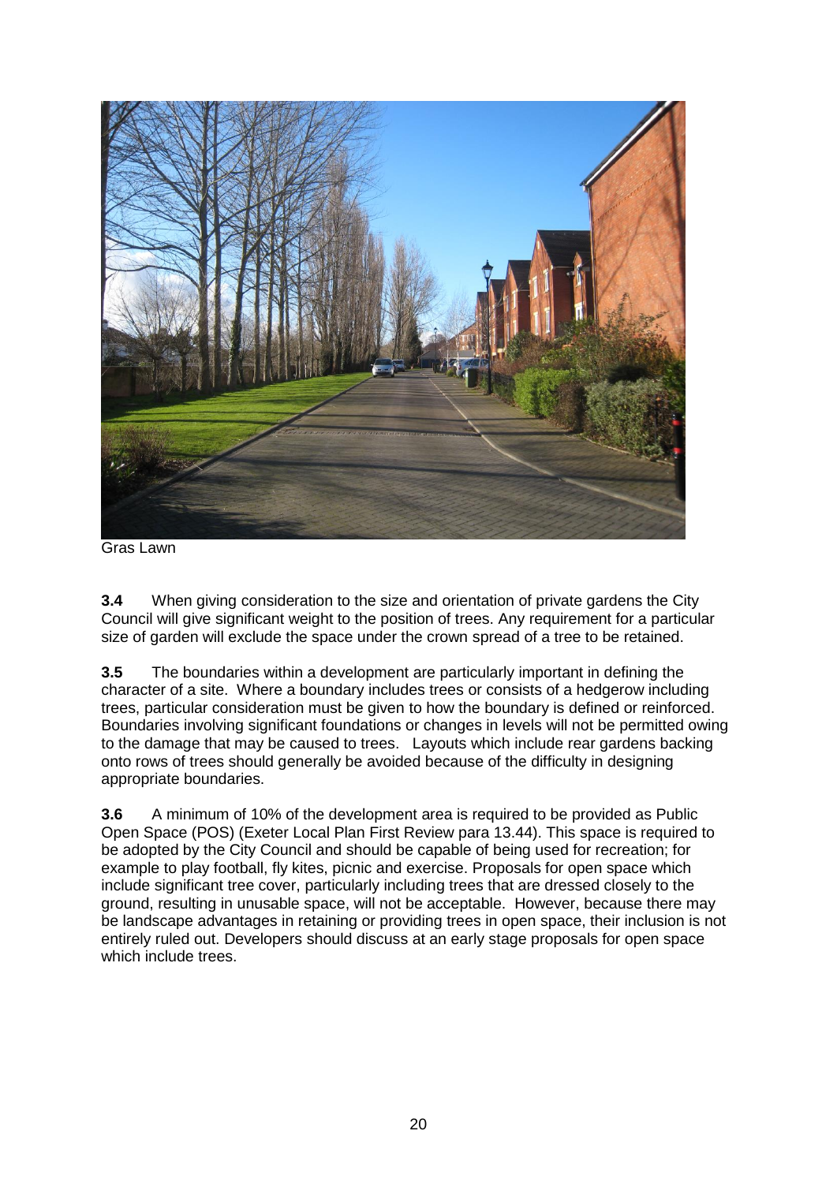Gras Lawn

**3.4** When giving consideration to the size and orientation of private gardens the City Council will give significant weight to the position of trees. Any requirement for a particular size of garden will exclude the space under the crown spread of a tree to be retained.

**3.5** The boundaries within a development are particularly important in defining the character of a site. Where a boundary includes trees or consists of a hedgerow including trees, particular consideration must be given to how the boundary is defined or reinforced. Boundaries involving significant foundations or changes in levels will not be permitted owing to the damage that may be caused to trees. Layouts which include rear gardens backing onto rows of trees should generally be avoided because of the difficulty in designing appropriate boundaries.

**3.6** A minimum of 10% of the development area is required to be provided as Public Open Space (POS) (Exeter Local Plan First Review para 13.44). This space is required to be adopted by the City Council and should be capable of being used for recreation; for example to play football, fly kites, picnic and exercise. Proposals for open space which include significant tree cover, particularly including trees that are dressed closely to the ground, resulting in unusable space, will not be acceptable. However, because there may be landscape advantages in retaining or providing trees in open space, their inclusion is not entirely ruled out. Developers should discuss at an early stage proposals for open space which include trees.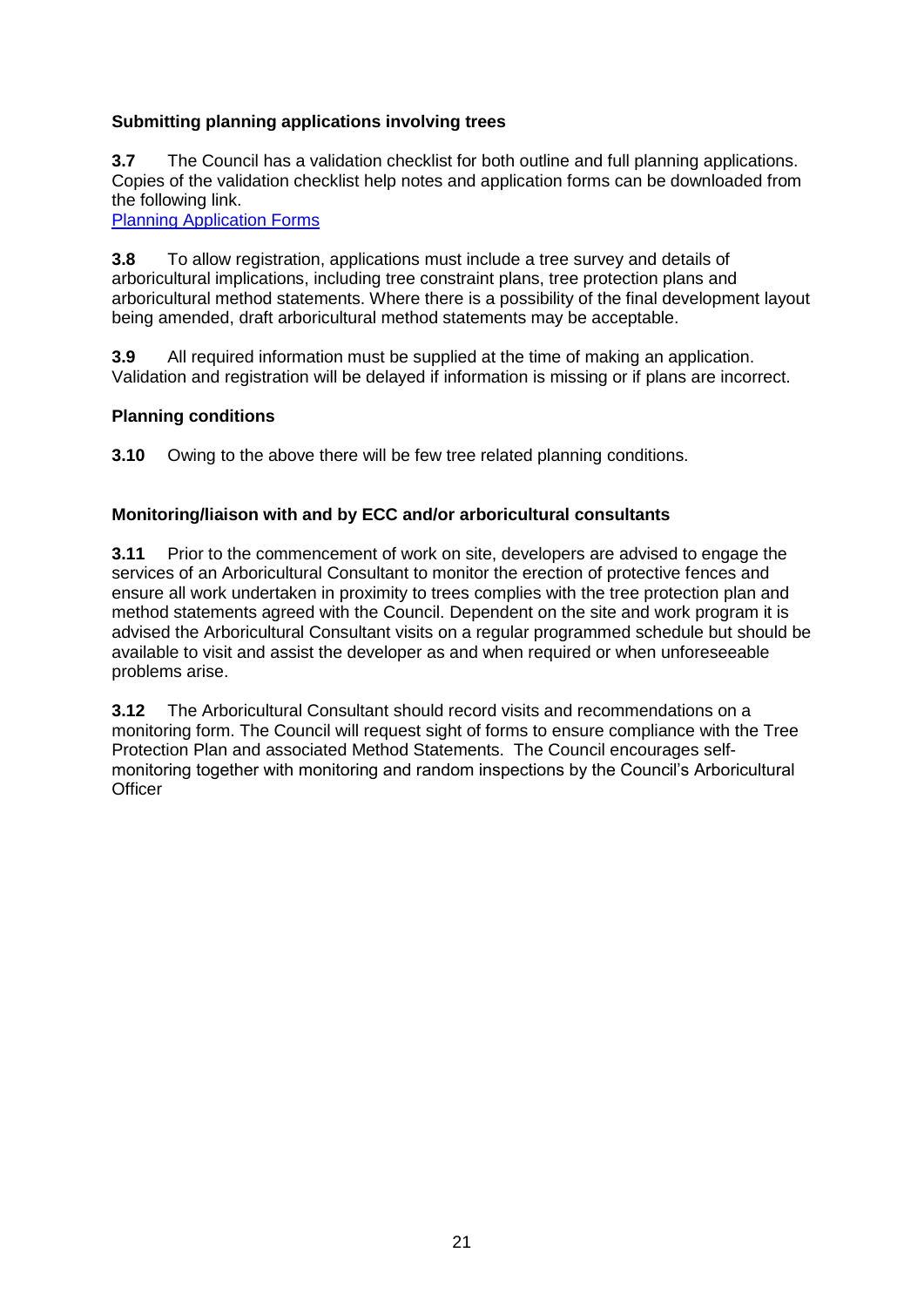### Submitting planning applications involving trees

**3.7** The Council has a validation checklist for both outline and full planning applications. Copies of the validation checklist help notes and application forms can be downloaded from the following link.
[Planning Application Forms]

**3.8** To allow registration, applications must include a tree survey and details of arboricultural implications, including tree constraint plans, tree protection plans and arboricultural method statements. Where there is a possibility of the final development layout being amended, draft arboricultural method statements may be acceptable.

**3.9** All required information must be supplied at the time of making an application. Validation and registration will be delayed if information is missing or if plans are incorrect.

### Planning conditions

**3.10** Owing to the above there will be few tree related planning conditions.

### Monitoring/liaison with and by ECC and/or arboricultural consultants

**3.11** Prior to the commencement of work on site, developers are advised to engage the services of an Arboricultural Consultant to monitor the erection of protective fences and ensure all work undertaken in proximity to trees complies with the tree protection plan and method statements agreed with the Council. Dependent on the site and work program it is advised the Arboricultural Consultant visits on a regular programmed schedule but should be available to visit and assist the developer as and when required or when unforeseeable problems arise.

**3.12** The Arboricultural Consultant should record visits and recommendations on a monitoring form. The Council will request sight of forms to ensure compliance with the Tree Protection Plan and associated Method Statements. The Council encourages self-monitoring together with monitoring and random inspections by the Council's Arboricultural Officer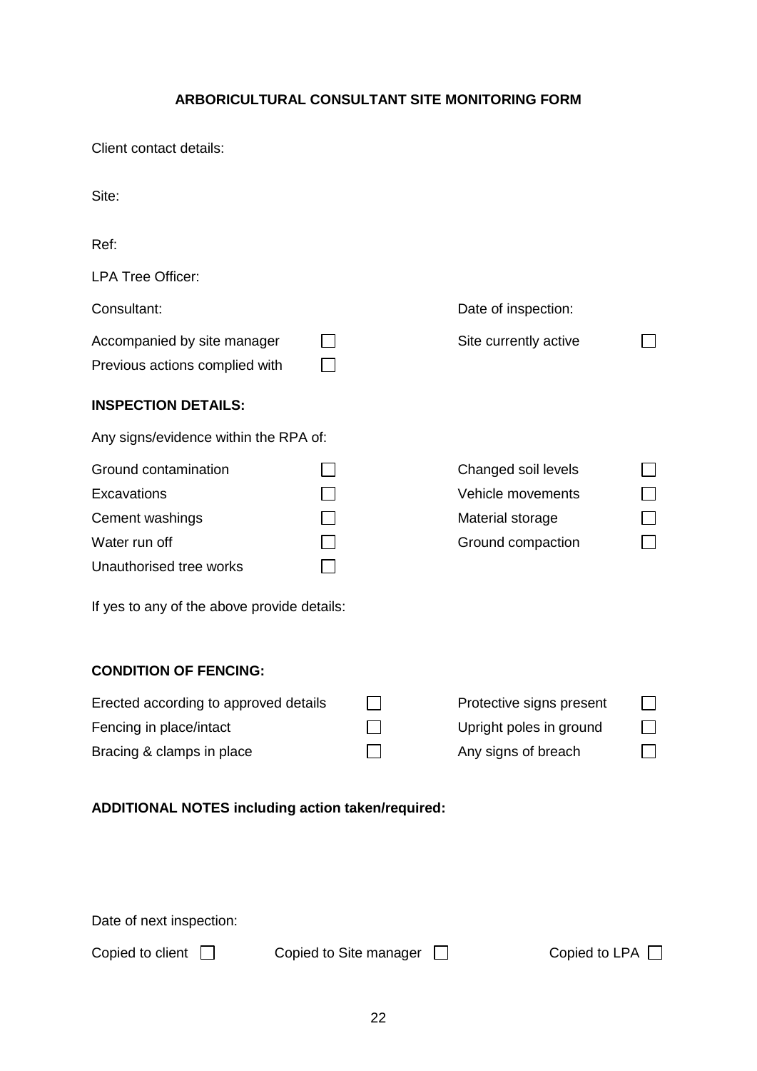**ARBORICULTURAL CONSULTANT SITE MONITORING FORM**

Client contact details:

Site:

Ref:

LPA Tree Officer:

Consultant: Date of inspection:

Accompanied by site manager ☐ Site currently active ☐

Previous actions complied with ☐

**INSPECTION DETAILS:**

Any signs/evidence within the RPA of:

| | | | |
|---|---|---|---|
| Ground contamination | ☐ | Changed soil levels | ☐ |
| Excavations | ☐ | Vehicle movements | ☐ |
| Cement washings | ☐ | Material storage | ☐ |
| Water run off | ☐ | Ground compaction | ☐ |
| Unauthorised tree works | ☐ | | |

If yes to any of the above provide details:

**CONDITION OF FENCING:**

| | | | |
|---|---|---|---|
| Erected according to approved details | ☐ | Protective signs present | ☐ |
| Fencing in place/intact | ☐ | Upright poles in ground | ☐ |
| Bracing & clamps in place | ☐ | Any signs of breach | ☐ |

**ADDITIONAL NOTES including action taken/required:**

Date of next inspection:

Copied to client ☐ Copied to Site manager ☐ Copied to LPA ☐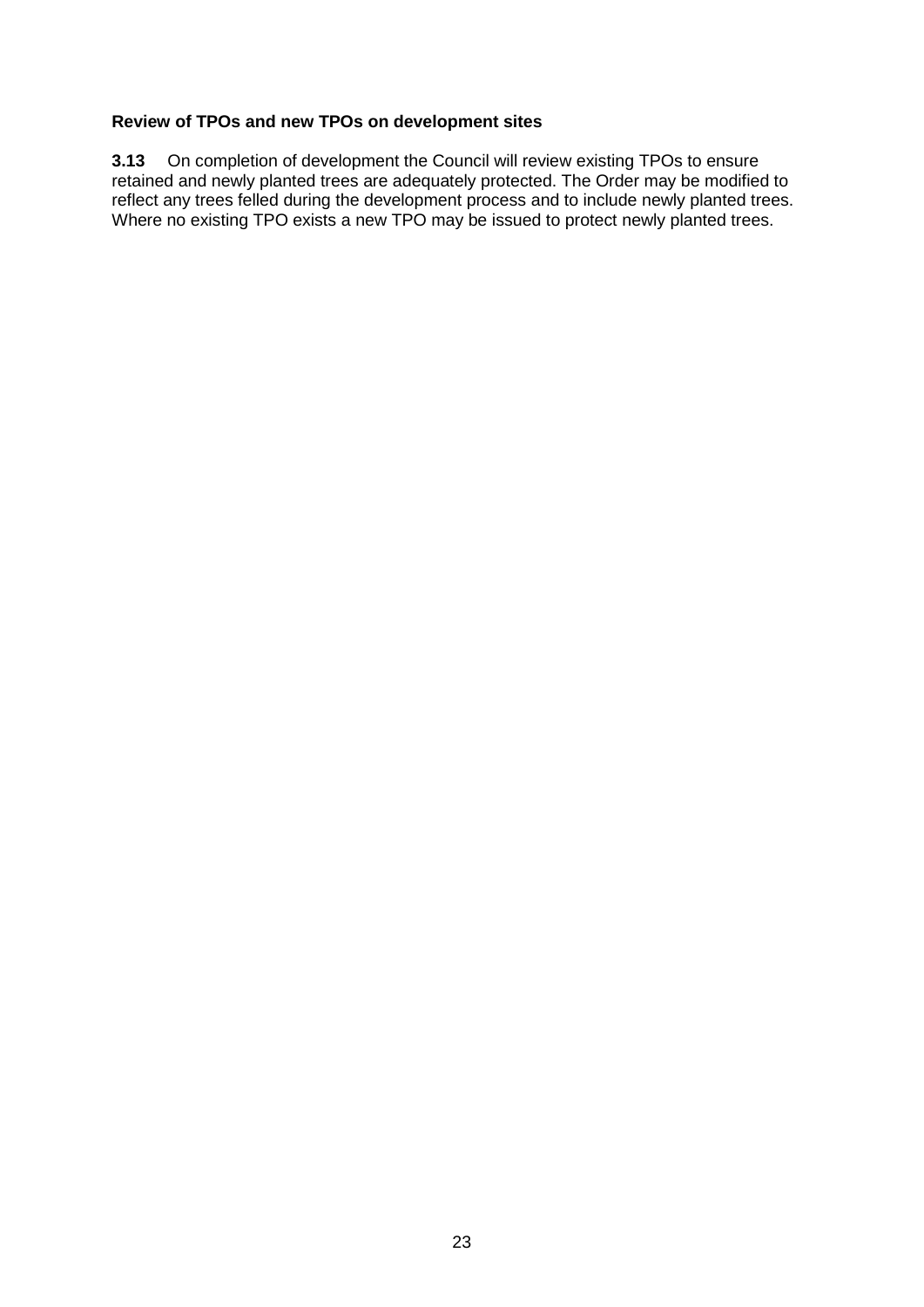### Review of TPOs and new TPOs on development sites

**3.13** On completion of development the Council will review existing TPOs to ensure retained and newly planted trees are adequately protected. The Order may be modified to reflect any trees felled during the development process and to include newly planted trees. Where no existing TPO exists a new TPO may be issued to protect newly planted trees.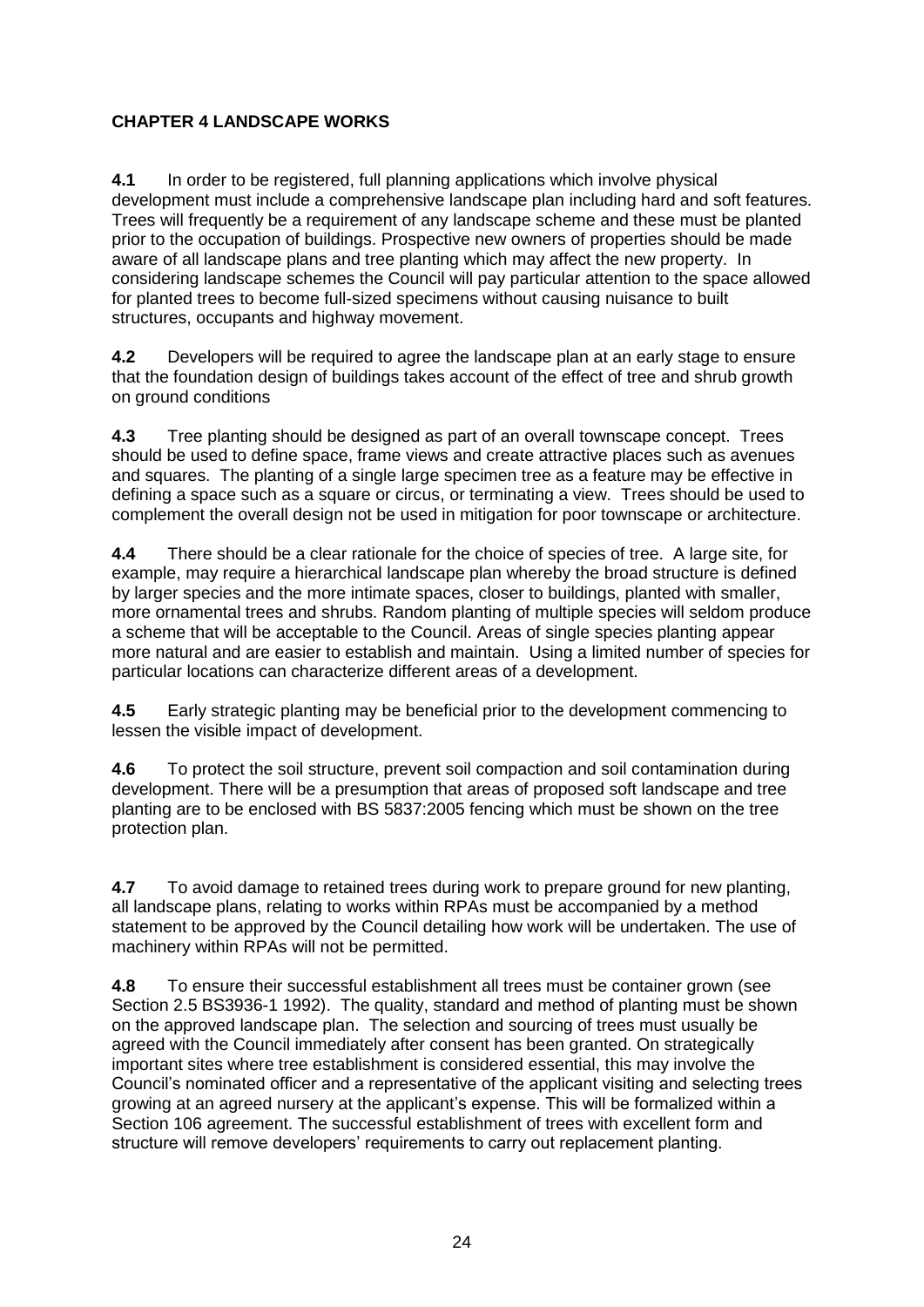# CHAPTER 4 LANDSCAPE WORKS

**4.1** In order to be registered, full planning applications which involve physical development must include a comprehensive landscape plan including hard and soft features. Trees will frequently be a requirement of any landscape scheme and these must be planted prior to the occupation of buildings. Prospective new owners of properties should be made aware of all landscape plans and tree planting which may affect the new property. In considering landscape schemes the Council will pay particular attention to the space allowed for planted trees to become full-sized specimens without causing nuisance to built structures, occupants and highway movement.

**4.2** Developers will be required to agree the landscape plan at an early stage to ensure that the foundation design of buildings takes account of the effect of tree and shrub growth on ground conditions

**4.3** Tree planting should be designed as part of an overall townscape concept. Trees should be used to define space, frame views and create attractive places such as avenues and squares. The planting of a single large specimen tree as a feature may be effective in defining a space such as a square or circus, or terminating a view. Trees should be used to complement the overall design not be used in mitigation for poor townscape or architecture.

**4.4** There should be a clear rationale for the choice of species of tree. A large site, for example, may require a hierarchical landscape plan whereby the broad structure is defined by larger species and the more intimate spaces, closer to buildings, planted with smaller, more ornamental trees and shrubs. Random planting of multiple species will seldom produce a scheme that will be acceptable to the Council. Areas of single species planting appear more natural and are easier to establish and maintain. Using a limited number of species for particular locations can characterize different areas of a development.

**4.5** Early strategic planting may be beneficial prior to the development commencing to lessen the visible impact of development.

**4.6** To protect the soil structure, prevent soil compaction and soil contamination during development. There will be a presumption that areas of proposed soft landscape and tree planting are to be enclosed with BS 5837:2005 fencing which must be shown on the tree protection plan.

**4.7** To avoid damage to retained trees during work to prepare ground for new planting, all landscape plans, relating to works within RPAs must be accompanied by a method statement to be approved by the Council detailing how work will be undertaken. The use of machinery within RPAs will not be permitted.

**4.8** To ensure their successful establishment all trees must be container grown (see Section 2.5 BS3936-1 1992). The quality, standard and method of planting must be shown on the approved landscape plan. The selection and sourcing of trees must usually be agreed with the Council immediately after consent has been granted. On strategically important sites where tree establishment is considered essential, this may involve the Council's nominated officer and a representative of the applicant visiting and selecting trees growing at an agreed nursery at the applicant's expense. This will be formalized within a Section 106 agreement. The successful establishment of trees with excellent form and structure will remove developers' requirements to carry out replacement planting.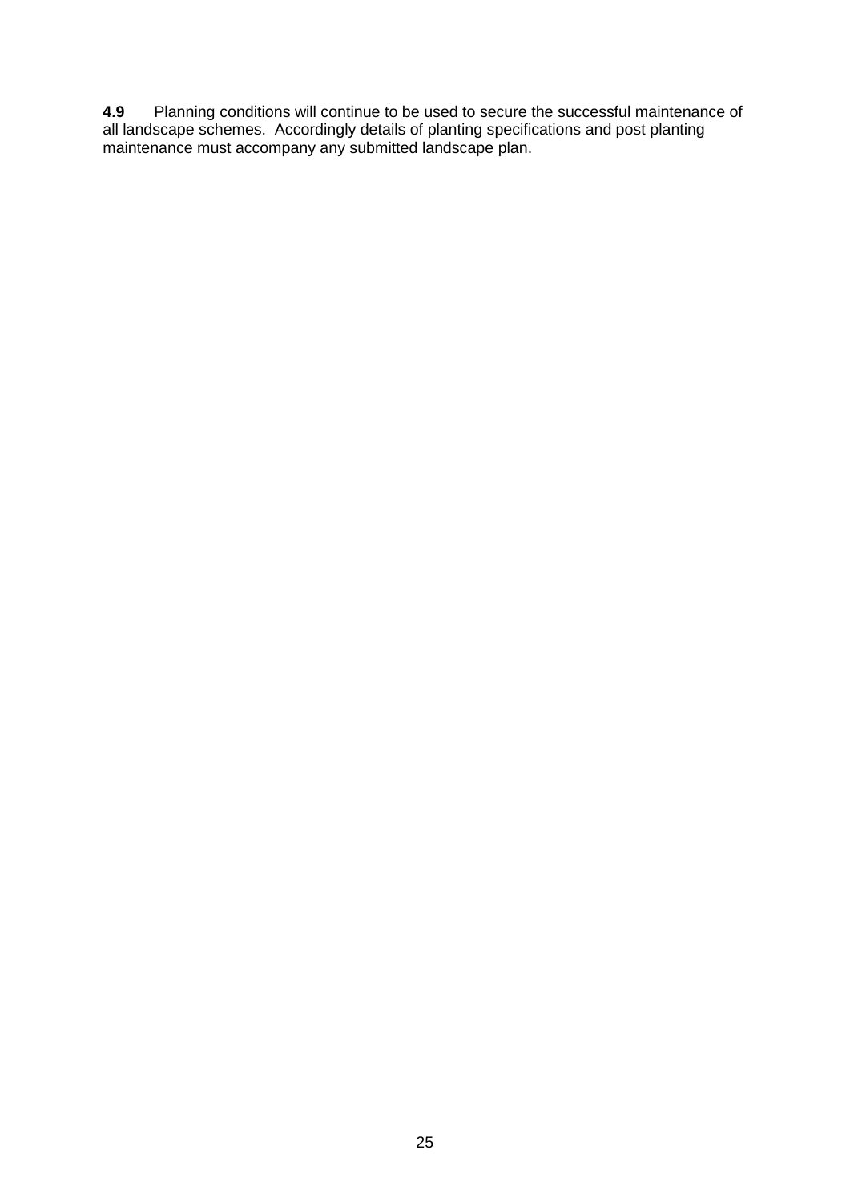**4.9** Planning conditions will continue to be used to secure the successful maintenance of all landscape schemes. Accordingly details of planting specifications and post planting maintenance must accompany any submitted landscape plan.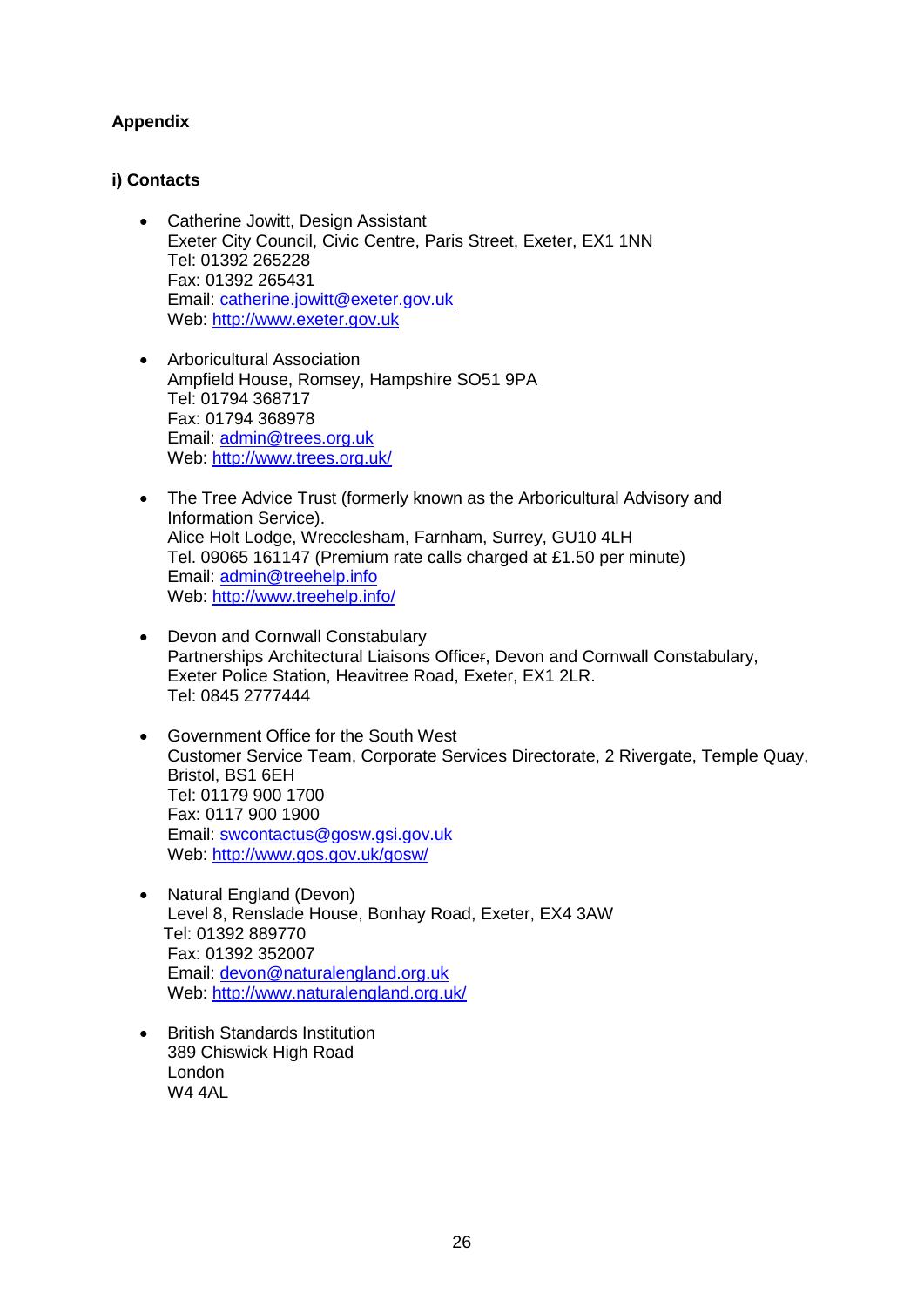**Appendix**

**i) Contacts**

- Catherine Jowitt, Design Assistant
  Exeter City Council, Civic Centre, Paris Street, Exeter, EX1 1NN
  Tel: 01392 265228
  Fax: 01392 265431
  Email: catherine.jowitt@exeter.gov.uk
  Web: http://www.exeter.gov.uk

- Arboricultural Association
  Ampfield House, Romsey, Hampshire SO51 9PA
  Tel: 01794 368717
  Fax: 01794 368978
  Email: admin@trees.org.uk
  Web: http://www.trees.org.uk/

- The Tree Advice Trust (formerly known as the Arboricultural Advisory and Information Service).
  Alice Holt Lodge, Wrecclesham, Farnham, Surrey, GU10 4LH
  Tel. 09065 161147 (Premium rate calls charged at £1.50 per minute)
  Email: admin@treehelp.info
  Web: http://www.treehelp.info/

- Devon and Cornwall Constabulary
  Partnerships Architectural Liaisons Officer, Devon and Cornwall Constabulary, Exeter Police Station, Heavitree Road, Exeter, EX1 2LR.
  Tel: 0845 2777444

- Government Office for the South West
  Customer Service Team, Corporate Services Directorate, 2 Rivergate, Temple Quay, Bristol, BS1 6EH
  Tel: 01179 900 1700
  Fax: 0117 900 1900
  Email: swcontactus@gosw.gsi.gov.uk
  Web: http://www.gos.gov.uk/gosw/

- Natural England (Devon)
  Level 8, Renslade House, Bonhay Road, Exeter, EX4 3AW
  Tel: 01392 889770
  Fax: 01392 352007
  Email: devon@naturalengland.org.uk
  Web: http://www.naturalengland.org.uk/

- British Standards Institution
  389 Chiswick High Road
  London
  W4 4AL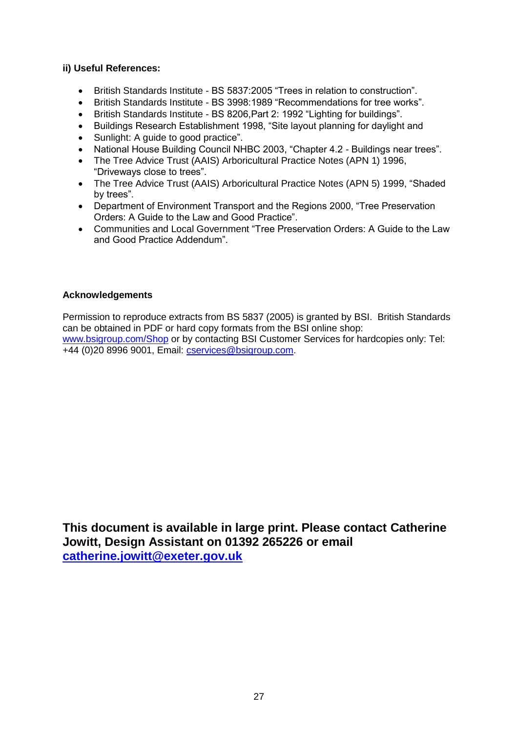**ii) Useful References:**

- British Standards Institute - BS 5837:2005 “Trees in relation to construction”.
- British Standards Institute - BS 3998:1989 “Recommendations for tree works”.
- British Standards Institute - BS 8206,Part 2: 1992 “Lighting for buildings”.
- Buildings Research Establishment 1998, “Site layout planning for daylight and
- Sunlight: A guide to good practice”.
- National House Building Council NHBC 2003, “Chapter 4.2 - Buildings near trees”.
- The Tree Advice Trust (AAIS) Arboricultural Practice Notes (APN 1) 1996, “Driveways close to trees”.
- The Tree Advice Trust (AAIS) Arboricultural Practice Notes (APN 5) 1999, “Shaded by trees”.
- Department of Environment Transport and the Regions 2000, “Tree Preservation Orders: A Guide to the Law and Good Practice”.
- Communities and Local Government “Tree Preservation Orders: A Guide to the Law and Good Practice Addendum”.

**Acknowledgements**

Permission to reproduce extracts from BS 5837 (2005) is granted by BSI. British Standards can be obtained in PDF or hard copy formats from the BSI online shop: www.bsigroup.com/Shop or by contacting BSI Customer Services for hardcopies only: Tel: +44 (0)20 8996 9001, Email: cservices@bsigroup.com.

**This document is available in large print. Please contact Catherine Jowitt, Design Assistant on 01392 265226 or email catherine.jowitt@exeter.gov.uk**